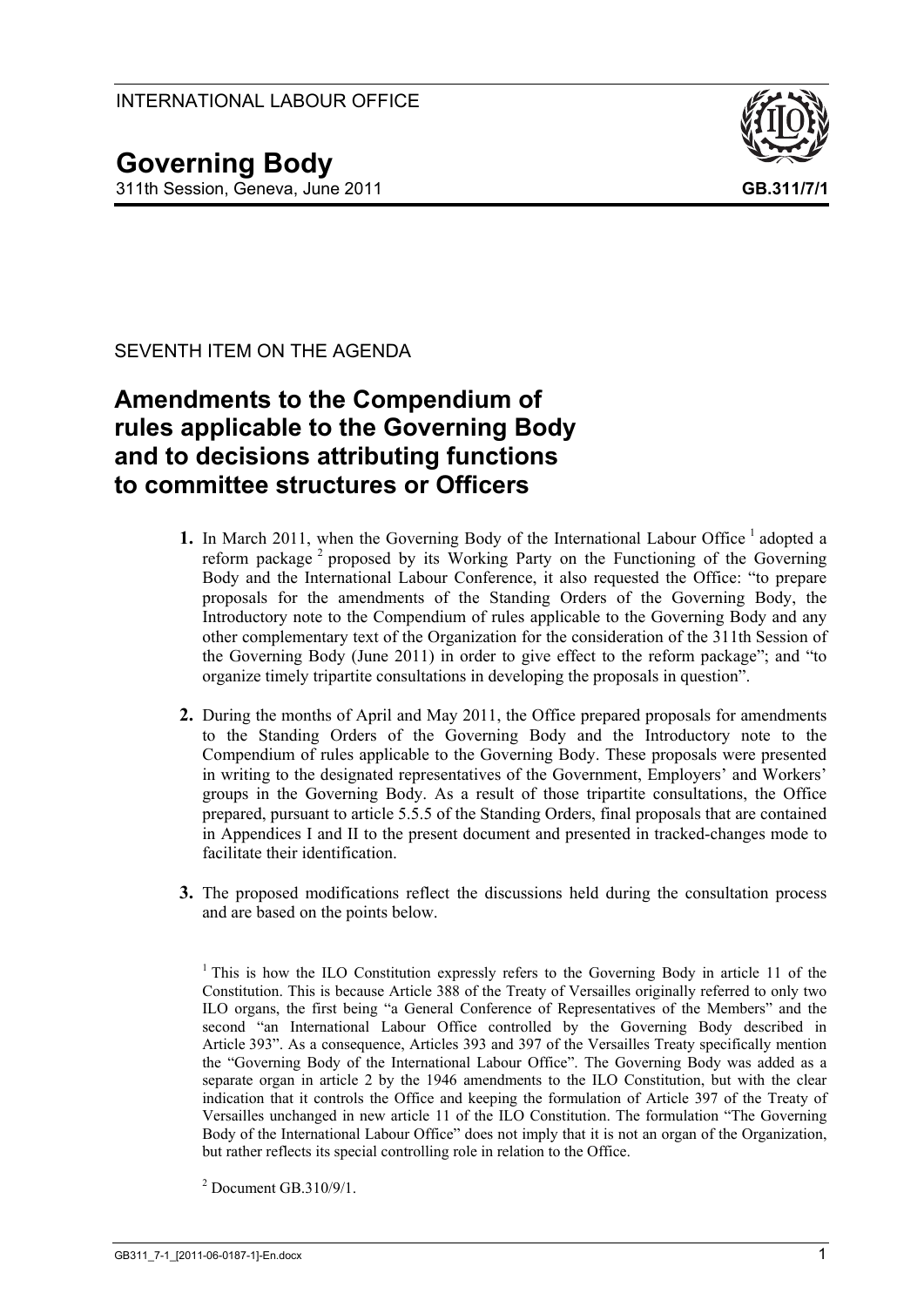INTERNATIONAL LABOUR OFFICE

# Governing Body

311th Session, Geneva, June 2011

**GB.311/7/1**

SEVENTH ITEM ON THE AGENDA

## Amendments to the Compendium of rules applicable to the Governing Body and to decisions attributing functions to committee structures or Officers

**1.** In March 2011, when the Governing Body of the International Labour Office [1] adopted a reform package [2] proposed by its Working Party on the Functioning of the Governing Body and the International Labour Conference, it also requested the Office: "to prepare proposals for the amendments of the Standing Orders of the Governing Body, the Introductory note to the Compendium of rules applicable to the Governing Body and any other complementary text of the Organization for the consideration of the 311th Session of the Governing Body (June 2011) in order to give effect to the reform package"; and "to organize timely tripartite consultations in developing the proposals in question".

**2.** During the months of April and May 2011, the Office prepared proposals for amendments to the Standing Orders of the Governing Body and the Introductory note to the Compendium of rules applicable to the Governing Body. These proposals were presented in writing to the designated representatives of the Government, Employers' and Workers' groups in the Governing Body. As a result of those tripartite consultations, the Office prepared, pursuant to article 5.5.5 of the Standing Orders, final proposals that are contained in Appendices I and II to the present document and presented in tracked-changes mode to facilitate their identification.

**3.** The proposed modifications reflect the discussions held during the consultation process and are based on the points below.

[1] This is how the ILO Constitution expressly refers to the Governing Body in article 11 of the Constitution. This is because Article 388 of the Treaty of Versailles originally referred to only two ILO organs, the first being "a General Conference of Representatives of the Members" and the second "an International Labour Office controlled by the Governing Body described in Article 393". As a consequence, Articles 393 and 397 of the Versailles Treaty specifically mention the "Governing Body of the International Labour Office". The Governing Body was added as a separate organ in article 2 by the 1946 amendments to the ILO Constitution, but with the clear indication that it controls the Office and keeping the formulation of Article 397 of the Treaty of Versailles unchanged in new article 11 of the ILO Constitution. The formulation "The Governing Body of the International Labour Office" does not imply that it is not an organ of the Organization, but rather reflects its special controlling role in relation to the Office.

[2] Document GB.310/9/1.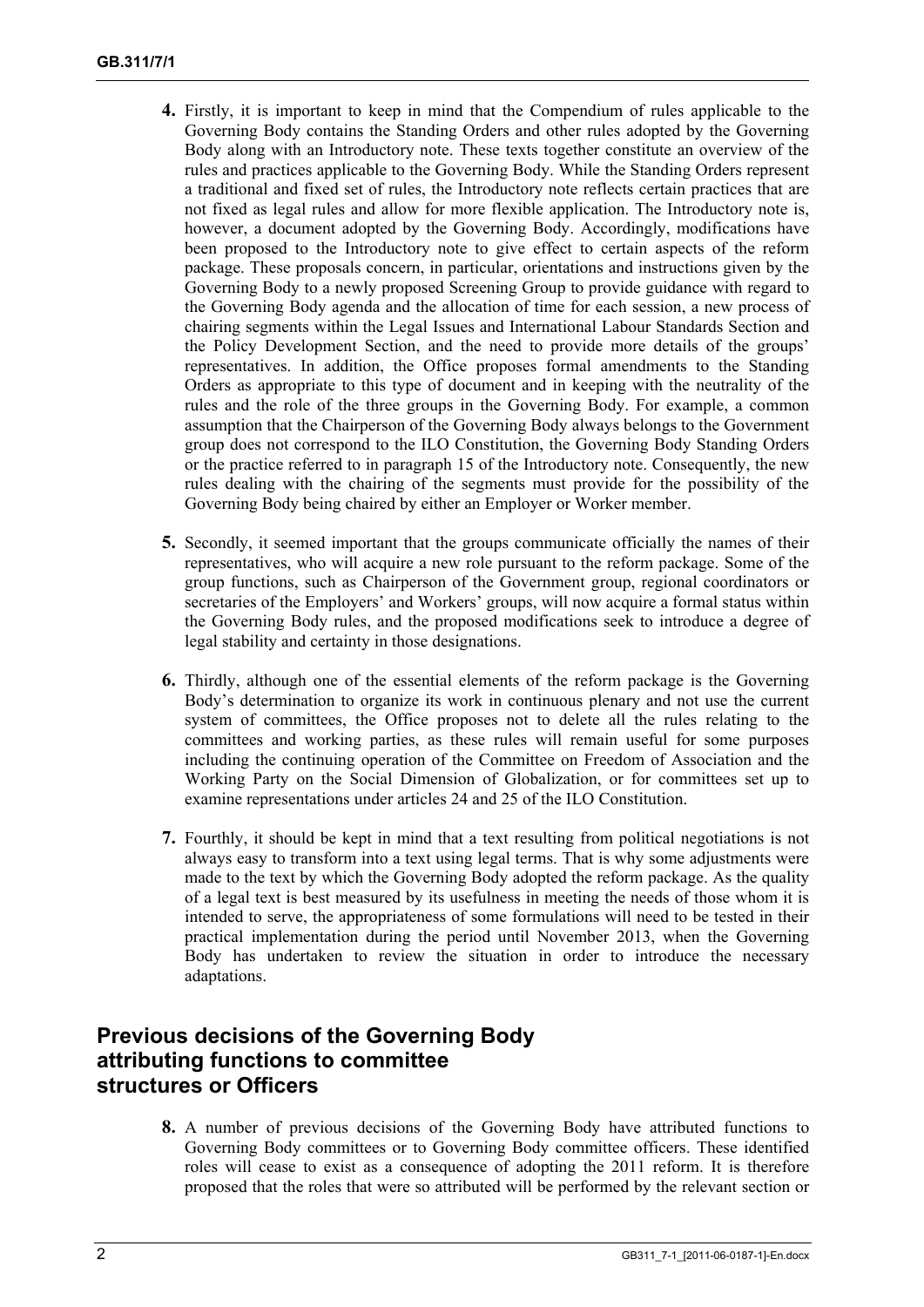**4.** Firstly, it is important to keep in mind that the Compendium of rules applicable to the Governing Body contains the Standing Orders and other rules adopted by the Governing Body along with an Introductory note. These texts together constitute an overview of the rules and practices applicable to the Governing Body. While the Standing Orders represent a traditional and fixed set of rules, the Introductory note reflects certain practices that are not fixed as legal rules and allow for more flexible application. The Introductory note is, however, a document adopted by the Governing Body. Accordingly, modifications have been proposed to the Introductory note to give effect to certain aspects of the reform package. These proposals concern, in particular, orientations and instructions given by the Governing Body to a newly proposed Screening Group to provide guidance with regard to the Governing Body agenda and the allocation of time for each session, a new process of chairing segments within the Legal Issues and International Labour Standards Section and the Policy Development Section, and the need to provide more details of the groups' representatives. In addition, the Office proposes formal amendments to the Standing Orders as appropriate to this type of document and in keeping with the neutrality of the rules and the role of the three groups in the Governing Body. For example, a common assumption that the Chairperson of the Governing Body always belongs to the Government group does not correspond to the ILO Constitution, the Governing Body Standing Orders or the practice referred to in paragraph 15 of the Introductory note. Consequently, the new rules dealing with the chairing of the segments must provide for the possibility of the Governing Body being chaired by either an Employer or Worker member.

**5.** Secondly, it seemed important that the groups communicate officially the names of their representatives, who will acquire a new role pursuant to the reform package. Some of the group functions, such as Chairperson of the Government group, regional coordinators or secretaries of the Employers' and Workers' groups, will now acquire a formal status within the Governing Body rules, and the proposed modifications seek to introduce a degree of legal stability and certainty in those designations.

**6.** Thirdly, although one of the essential elements of the reform package is the Governing Body's determination to organize its work in continuous plenary and not use the current system of committees, the Office proposes not to delete all the rules relating to the committees and working parties, as these rules will remain useful for some purposes including the continuing operation of the Committee on Freedom of Association and the Working Party on the Social Dimension of Globalization, or for committees set up to examine representations under articles 24 and 25 of the ILO Constitution.

**7.** Fourthly, it should be kept in mind that a text resulting from political negotiations is not always easy to transform into a text using legal terms. That is why some adjustments were made to the text by which the Governing Body adopted the reform package. As the quality of a legal text is best measured by its usefulness in meeting the needs of those whom it is intended to serve, the appropriateness of some formulations will need to be tested in their practical implementation during the period until November 2013, when the Governing Body has undertaken to review the situation in order to introduce the necessary adaptations.

## Previous decisions of the Governing Body attributing functions to committee structures or Officers

**8.** A number of previous decisions of the Governing Body have attributed functions to Governing Body committees or to Governing Body committee officers. These identified roles will cease to exist as a consequence of adopting the 2011 reform. It is therefore proposed that the roles that were so attributed will be performed by the relevant section or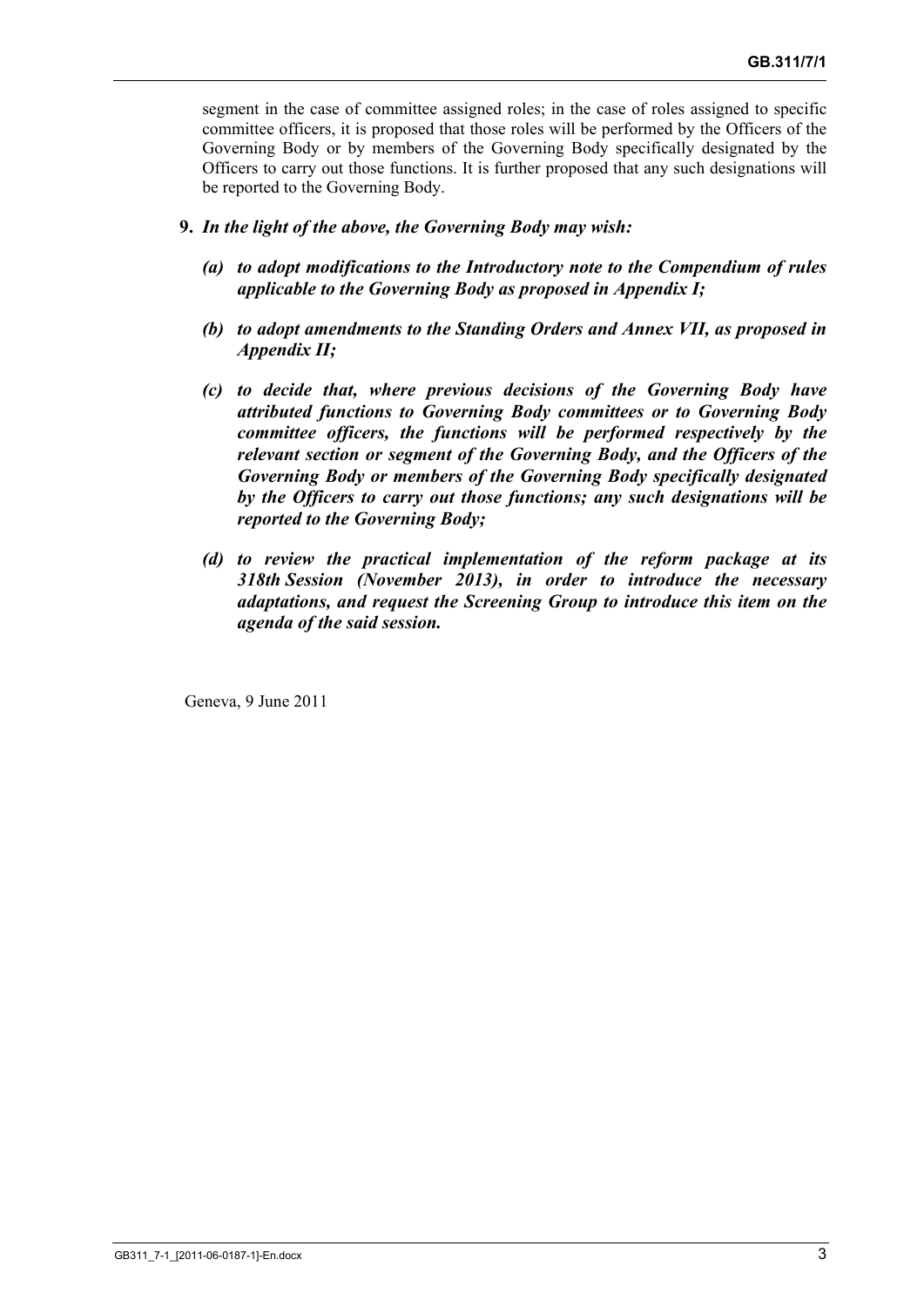segment in the case of committee assigned roles; in the case of roles assigned to specific committee officers, it is proposed that those roles will be performed by the Officers of the Governing Body or by members of the Governing Body specifically designated by the Officers to carry out those functions. It is further proposed that any such designations will be reported to the Governing Body.

**9.** ***In the light of the above, the Governing Body may wish:***

***(a) to adopt modifications to the Introductory note to the Compendium of rules applicable to the Governing Body as proposed in Appendix I;***

***(b) to adopt amendments to the Standing Orders and Annex VII, as proposed in Appendix II;***

***(c) to decide that, where previous decisions of the Governing Body have attributed functions to Governing Body committees or to Governing Body committee officers, the functions will be performed respectively by the relevant section or segment of the Governing Body, and the Officers of the Governing Body or members of the Governing Body specifically designated by the Officers to carry out those functions; any such designations will be reported to the Governing Body;***

***(d) to review the practical implementation of the reform package at its 318th Session (November 2013), in order to introduce the necessary adaptations, and request the Screening Group to introduce this item on the agenda of the said session.***

Geneva, 9 June 2011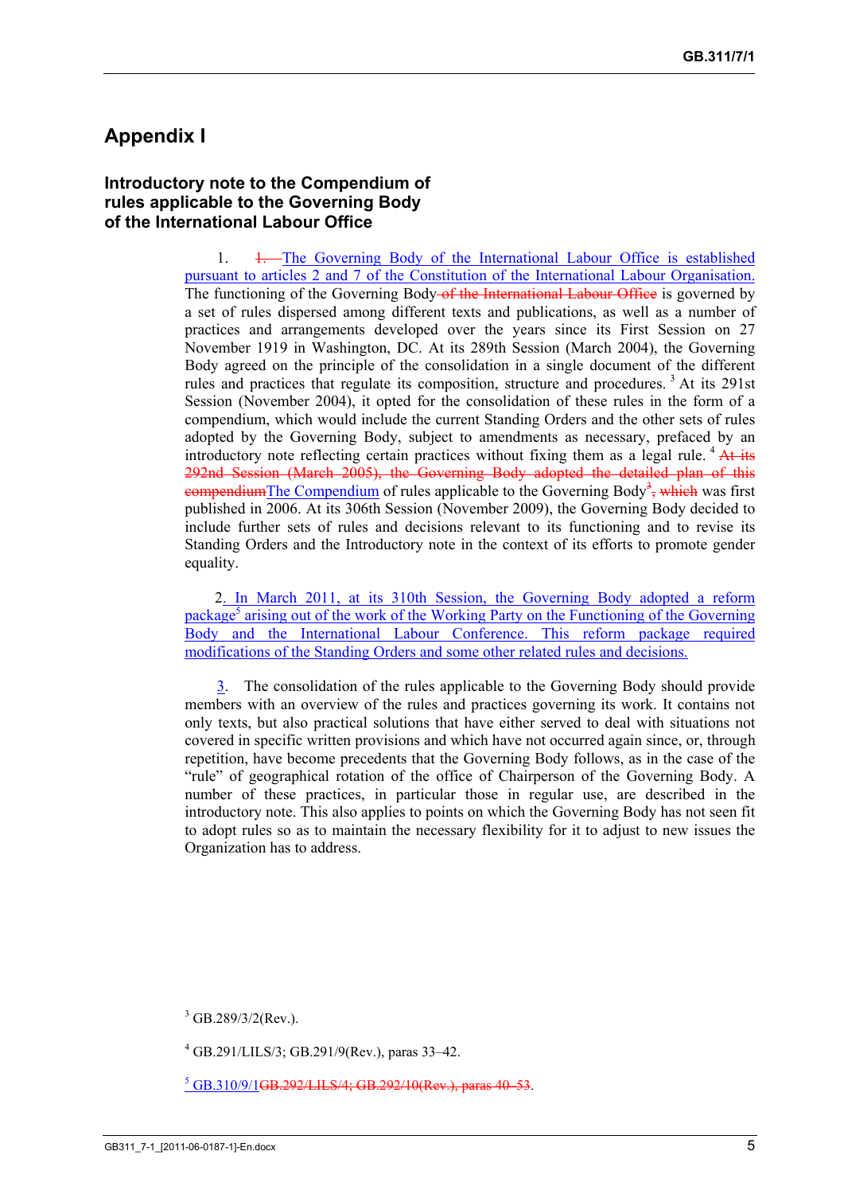## Appendix I

### Introductory note to the Compendium of rules applicable to the Governing Body of the International Labour Office

1. ~~1.~~ The Governing Body of the International Labour Office is established pursuant to articles 2 and 7 of the Constitution of the International Labour Organisation. The functioning of the Governing Body ~~of the International Labour Office~~ is governed by a set of rules dispersed among different texts and publications, as well as a number of practices and arrangements developed over the years since its First Session on 27 November 1919 in Washington, DC. At its 289th Session (March 2004), the Governing Body agreed on the principle of the consolidation in a single document of the different rules and practices that regulate its composition, structure and procedures.[3] At its 291st Session (November 2004), it opted for the consolidation of these rules in the form of a compendium, which would include the current Standing Orders and the other sets of rules adopted by the Governing Body, subject to amendments as necessary, prefaced by an introductory note reflecting certain practices without fixing them as a legal rule.[4] ~~At its 292nd Session (March 2005), the Governing Body adopted the detailed plan of this compendium~~The Compendium of rules applicable to the Governing Body[3]~~, which~~ was first published in 2006. At its 306th Session (November 2009), the Governing Body decided to include further sets of rules and decisions relevant to its functioning and to revise its Standing Orders and the Introductory note in the context of its efforts to promote gender equality.

2. In March 2011, at its 310th Session, the Governing Body adopted a reform package[5] arising out of the work of the Working Party on the Functioning of the Governing Body and the International Labour Conference. This reform package required modifications of the Standing Orders and some other related rules and decisions.

3. The consolidation of the rules applicable to the Governing Body should provide members with an overview of the rules and practices governing its work. It contains not only texts, but also practical solutions that have either served to deal with situations not covered in specific written provisions and which have not occurred again since, or, through repetition, have become precedents that the Governing Body follows, as in the case of the "rule" of geographical rotation of the office of Chairperson of the Governing Body. A number of these practices, in particular those in regular use, are described in the introductory note. This also applies to points on which the Governing Body has not seen fit to adopt rules so as to maintain the necessary flexibility for it to adjust to new issues the Organization has to address.

---

[3] GB.289/3/2(Rev.).

[4] GB.291/LILS/3; GB.291/9(Rev.), paras 33–42.

[5] GB.310/9/1~~GB.292/LILS/4; GB.292/10(Rev.), paras 40–53~~.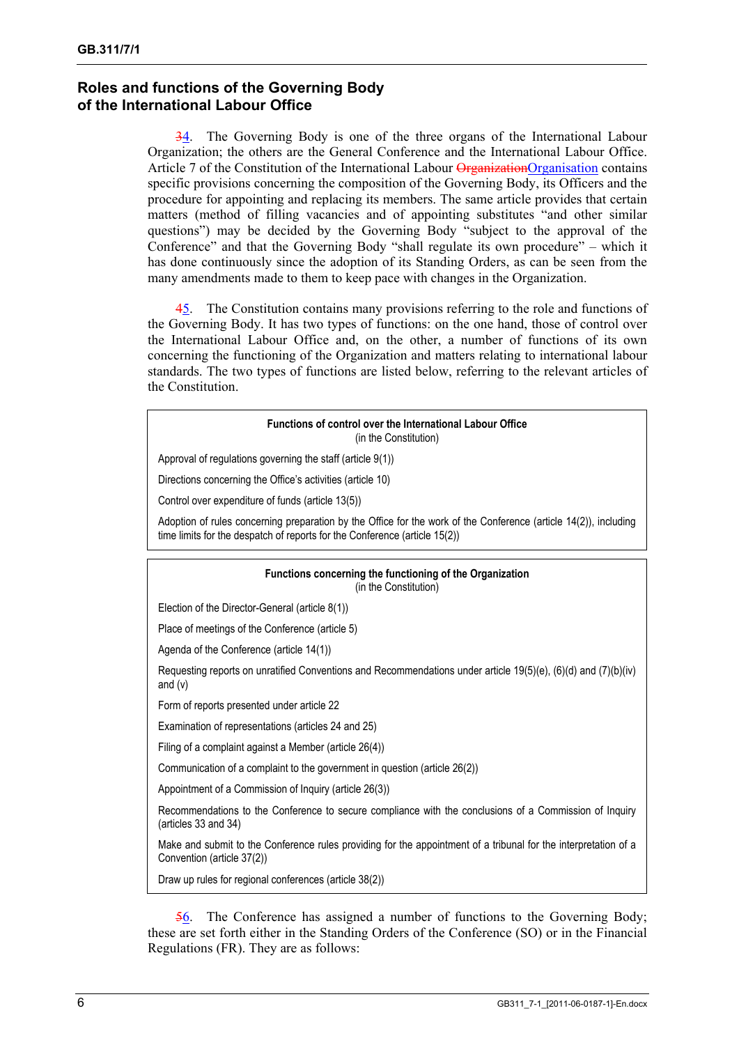## Roles and functions of the Governing Body of the International Labour Office

~~3~~4. The Governing Body is one of the three organs of the International Labour Organization; the others are the General Conference and the International Labour Office. Article 7 of the Constitution of the International Labour ~~Organization~~Organisation contains specific provisions concerning the composition of the Governing Body, its Officers and the procedure for appointing and replacing its members. The same article provides that certain matters (method of filling vacancies and of appointing substitutes "and other similar questions") may be decided by the Governing Body "subject to the approval of the Conference" and that the Governing Body "shall regulate its own procedure" – which it has done continuously since the adoption of its Standing Orders, as can be seen from the many amendments made to them to keep pace with changes in the Organization.

~~4~~5. The Constitution contains many provisions referring to the role and functions of the Governing Body. It has two types of functions: on the one hand, those of control over the International Labour Office and, on the other, a number of functions of its own concerning the functioning of the Organization and matters relating to international labour standards. The two types of functions are listed below, referring to the relevant articles of the Constitution.

| **Functions of control over the International Labour Office** (in the Constitution) |
|---|
| Approval of regulations governing the staff (article 9(1)) |
| Directions concerning the Office's activities (article 10) |
| Control over expenditure of funds (article 13(5)) |
| Adoption of rules concerning preparation by the Office for the work of the Conference (article 14(2)), including time limits for the despatch of reports for the Conference (article 15(2)) |

| **Functions concerning the functioning of the Organization** (in the Constitution) |
|---|
| Election of the Director-General (article 8(1)) |
| Place of meetings of the Conference (article 5) |
| Agenda of the Conference (article 14(1)) |
| Requesting reports on unratified Conventions and Recommendations under article 19(5)(e), (6)(d) and (7)(b)(iv) and (v) |
| Form of reports presented under article 22 |
| Examination of representations (articles 24 and 25) |
| Filing of a complaint against a Member (article 26(4)) |
| Communication of a complaint to the government in question (article 26(2)) |
| Appointment of a Commission of Inquiry (article 26(3)) |
| Recommendations to the Conference to secure compliance with the conclusions of a Commission of Inquiry (articles 33 and 34) |
| Make and submit to the Conference rules providing for the appointment of a tribunal for the interpretation of a Convention (article 37(2)) |
| Draw up rules for regional conferences (article 38(2)) |

~~5~~6. The Conference has assigned a number of functions to the Governing Body; these are set forth either in the Standing Orders of the Conference (SO) or in the Financial Regulations (FR). They are as follows: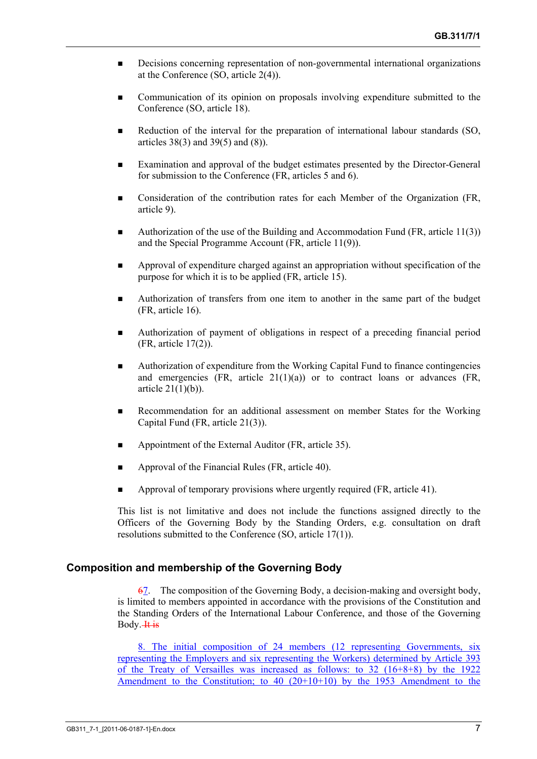- Decisions concerning representation of non-governmental international organizations at the Conference (SO, article 2(4)).
- Communication of its opinion on proposals involving expenditure submitted to the Conference (SO, article 18).
- Reduction of the interval for the preparation of international labour standards (SO, articles 38(3) and 39(5) and (8)).
- Examination and approval of the budget estimates presented by the Director-General for submission to the Conference (FR, articles 5 and 6).
- Consideration of the contribution rates for each Member of the Organization (FR, article 9).
- Authorization of the use of the Building and Accommodation Fund (FR, article 11(3)) and the Special Programme Account (FR, article 11(9)).
- Approval of expenditure charged against an appropriation without specification of the purpose for which it is to be applied (FR, article 15).
- Authorization of transfers from one item to another in the same part of the budget (FR, article 16).
- Authorization of payment of obligations in respect of a preceding financial period (FR, article 17(2)).
- Authorization of expenditure from the Working Capital Fund to finance contingencies and emergencies (FR, article 21(1)(a)) or to contract loans or advances (FR, article 21(1)(b)).
- Recommendation for an additional assessment on member States for the Working Capital Fund (FR, article 21(3)).
- Appointment of the External Auditor (FR, article 35).
- Approval of the Financial Rules (FR, article 40).
- Approval of temporary provisions where urgently required (FR, article 41).

This list is not limitative and does not include the functions assigned directly to the Officers of the Governing Body by the Standing Orders, e.g. consultation on draft resolutions submitted to the Conference (SO, article 17(1)).

## Composition and membership of the Governing Body

~~6~~7. The composition of the Governing Body, a decision-making and oversight body, is limited to members appointed in accordance with the provisions of the Constitution and the Standing Orders of the International Labour Conference, and those of the Governing Body. ~~It is~~

8. The initial composition of 24 members (12 representing Governments, six representing the Employers and six representing the Workers) determined by Article 393 of the Treaty of Versailles was increased as follows: to 32 (16+8+8) by the 1922 Amendment to the Constitution; to 40 (20+10+10) by the 1953 Amendment to the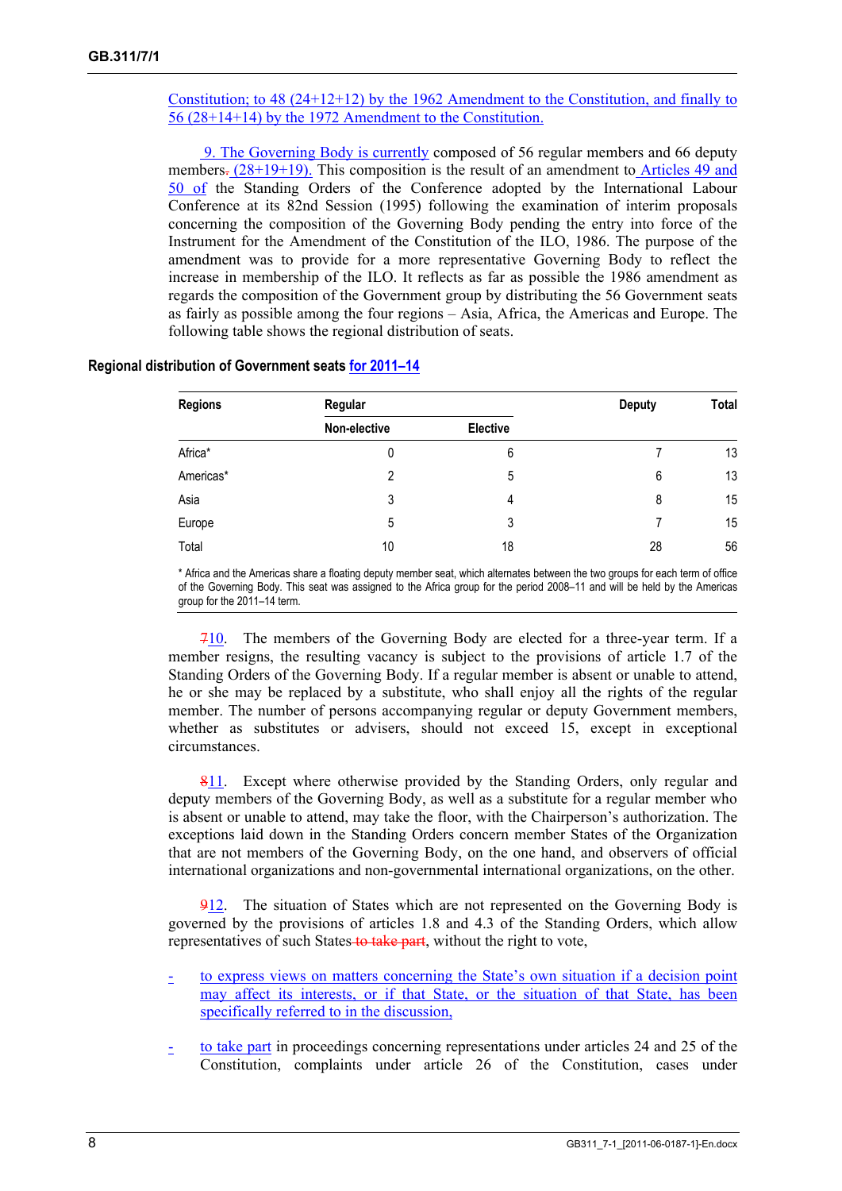Constitution; to 48 (24+12+12) by the 1962 Amendment to the Constitution, and finally to 56 (28+14+14) by the 1972 Amendment to the Constitution.

9. The Governing Body is currently composed of 56 regular members and 66 deputy members, (28+19+19). This composition is the result of an amendment to Articles 49 and 50 of the Standing Orders of the Conference adopted by the International Labour Conference at its 82nd Session (1995) following the examination of interim proposals concerning the composition of the Governing Body pending the entry into force of the Instrument for the Amendment of the Constitution of the ILO, 1986. The purpose of the amendment was to provide for a more representative Governing Body to reflect the increase in membership of the ILO. It reflects as far as possible the 1986 amendment as regards the composition of the Government group by distributing the 56 Government seats as fairly as possible among the four regions – Asia, Africa, the Americas and Europe. The following table shows the regional distribution of seats.

**Regional distribution of Government seats for 2011–14**

| Regions | Regular | | Deputy | Total |
|---|---|---|---|---|
| | Non-elective | Elective | | |
| Africa* | 0 | 6 | 7 | 13 |
| Americas* | 2 | 5 | 6 | 13 |
| Asia | 3 | 4 | 8 | 15 |
| Europe | 5 | 3 | 7 | 15 |
| Total | 10 | 18 | 28 | 56 |

\* Africa and the Americas share a floating deputy member seat, which alternates between the two groups for each term of office of the Governing Body. This seat was assigned to the Africa group for the period 2008–11 and will be held by the Americas group for the 2011–14 term.

710. The members of the Governing Body are elected for a three-year term. If a member resigns, the resulting vacancy is subject to the provisions of article 1.7 of the Standing Orders of the Governing Body. If a regular member is absent or unable to attend, he or she may be replaced by a substitute, who shall enjoy all the rights of the regular member. The number of persons accompanying regular or deputy Government members, whether as substitutes or advisers, should not exceed 15, except in exceptional circumstances.

811. Except where otherwise provided by the Standing Orders, only regular and deputy members of the Governing Body, as well as a substitute for a regular member who is absent or unable to attend, may take the floor, with the Chairperson's authorization. The exceptions laid down in the Standing Orders concern member States of the Organization that are not members of the Governing Body, on the one hand, and observers of official international organizations and non-governmental international organizations, on the other.

912. The situation of States which are not represented on the Governing Body is governed by the provisions of articles 1.8 and 4.3 of the Standing Orders, which allow representatives of such States to take part, without the right to vote,

- to express views on matters concerning the State's own situation if a decision point may affect its interests, or if that State, or the situation of that State, has been specifically referred to in the discussion,

- to take part in proceedings concerning representations under articles 24 and 25 of the Constitution, complaints under article 26 of the Constitution, cases under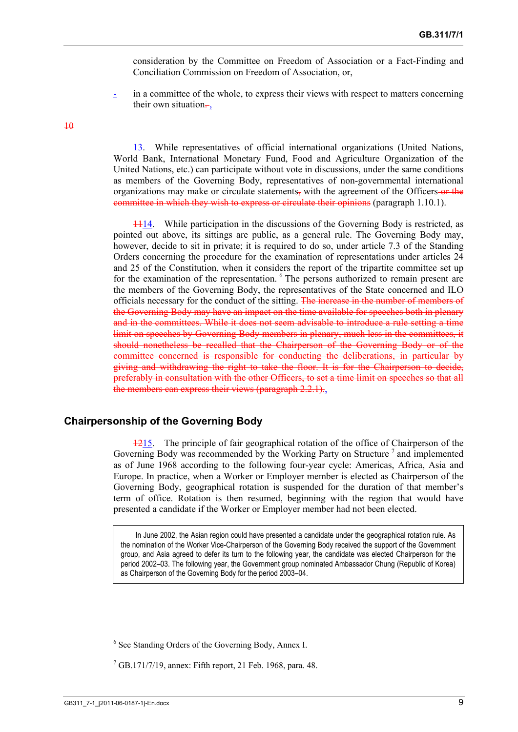consideration by the Committee on Freedom of Association or a Fact-Finding and Conciliation Commission on Freedom of Association, or,

- in a committee of the whole, to express their views with respect to matters concerning their own situation.,

~~10~~

13. While representatives of official international organizations (United Nations, World Bank, International Monetary Fund, Food and Agriculture Organization of the United Nations, etc.) can participate without vote in discussions, under the same conditions as members of the Governing Body, representatives of non-governmental international organizations may make or circulate statements~~,~~ with the agreement of the Officers ~~or the committee in which they wish to express or circulate their opinions~~ (paragraph 1.10.1).

~~11~~14. While participation in the discussions of the Governing Body is restricted, as pointed out above, its sittings are public, as a general rule. The Governing Body may, however, decide to sit in private; it is required to do so, under article 7.3 of the Standing Orders concerning the procedure for the examination of representations under articles 24 and 25 of the Constitution, when it considers the report of the tripartite committee set up for the examination of the representation.[6] The persons authorized to remain present are the members of the Governing Body, the representatives of the State concerned and ILO officials necessary for the conduct of the sitting. ~~The increase in the number of members of the Governing Body may have an impact on the time available for speeches both in plenary and in the committees. While it does not seem advisable to introduce a rule setting a time limit on speeches by Governing Body members in plenary, much less in the committees, it should nonetheless be recalled that the Chairperson of the Governing Body or of the committee concerned is responsible for conducting the deliberations, in particular by giving and withdrawing the right to take the floor. It is for the Chairperson to decide, preferably in consultation with the other Officers, to set a time limit on speeches so that all the members can express their views (paragraph 2.2.1).~~.

## Chairpersonship of the Governing Body

~~12~~15. The principle of fair geographical rotation of the office of Chairperson of the Governing Body was recommended by the Working Party on Structure [7] and implemented as of June 1968 according to the following four-year cycle: Americas, Africa, Asia and Europe. In practice, when a Worker or Employer member is elected as Chairperson of the Governing Body, geographical rotation is suspended for the duration of that member's term of office. Rotation is then resumed, beginning with the region that would have presented a candidate if the Worker or Employer member had not been elected.

> In June 2002, the Asian region could have presented a candidate under the geographical rotation rule. As the nomination of the Worker Vice-Chairperson of the Governing Body received the support of the Government group, and Asia agreed to defer its turn to the following year, the candidate was elected Chairperson for the period 2002–03. The following year, the Government group nominated Ambassador Chung (Republic of Korea) as Chairperson of the Governing Body for the period 2003–04.

[6] See Standing Orders of the Governing Body, Annex I.

[7] GB.171/7/19, annex: Fifth report, 21 Feb. 1968, para. 48.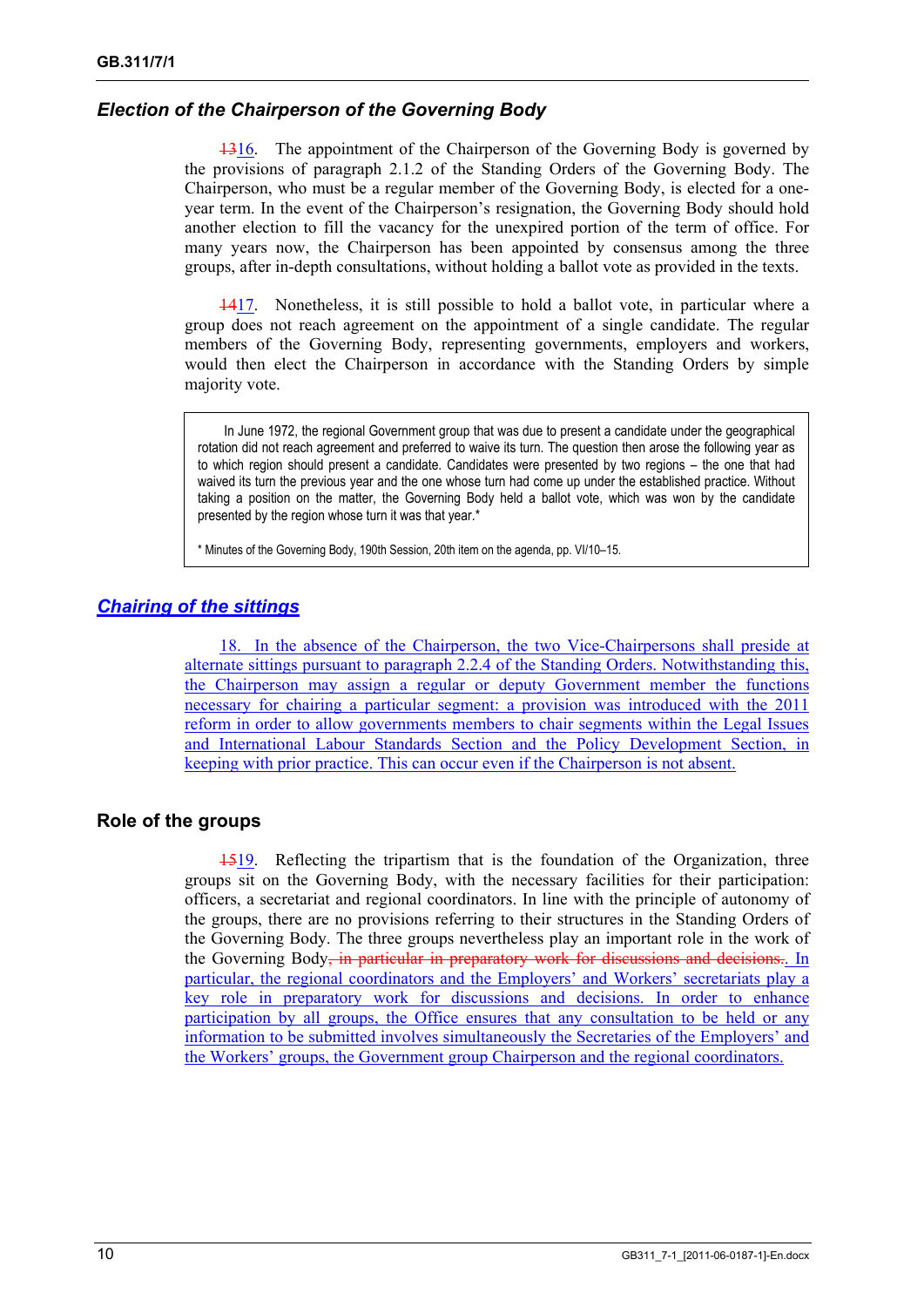## *Election of the Chairperson of the Governing Body*

~~13~~16. The appointment of the Chairperson of the Governing Body is governed by the provisions of paragraph 2.1.2 of the Standing Orders of the Governing Body. The Chairperson, who must be a regular member of the Governing Body, is elected for a one-year term. In the event of the Chairperson's resignation, the Governing Body should hold another election to fill the vacancy for the unexpired portion of the term of office. For many years now, the Chairperson has been appointed by consensus among the three groups, after in-depth consultations, without holding a ballot vote as provided in the texts.

~~14~~17. Nonetheless, it is still possible to hold a ballot vote, in particular where a group does not reach agreement on the appointment of a single candidate. The regular members of the Governing Body, representing governments, employers and workers, would then elect the Chairperson in accordance with the Standing Orders by simple majority vote.

> In June 1972, the regional Government group that was due to present a candidate under the geographical rotation did not reach agreement and preferred to waive its turn. The question then arose the following year as to which region should present a candidate. Candidates were presented by two regions – the one that had waived its turn the previous year and the one whose turn had come up under the established practice. Without taking a position on the matter, the Governing Body held a ballot vote, which was won by the candidate presented by the region whose turn it was that year.*
>
> \* Minutes of the Governing Body, 190th Session, 20th item on the agenda, pp. VI/10–15.

## *Chairing of the sittings*

18. In the absence of the Chairperson, the two Vice-Chairpersons shall preside at alternate sittings pursuant to paragraph 2.2.4 of the Standing Orders. Notwithstanding this, the Chairperson may assign a regular or deputy Government member the functions necessary for chairing a particular segment: a provision was introduced with the 2011 reform in order to allow governments members to chair segments within the Legal Issues and International Labour Standards Section and the Policy Development Section, in keeping with prior practice. This can occur even if the Chairperson is not absent.

## Role of the groups

~~15~~19. Reflecting the tripartism that is the foundation of the Organization, three groups sit on the Governing Body, with the necessary facilities for their participation: officers, a secretariat and regional coordinators. In line with the principle of autonomy of the groups, there are no provisions referring to their structures in the Standing Orders of the Governing Body. The three groups nevertheless play an important role in the work of the Governing Body~~, in particular in preparatory work for discussions and decisions~~. In particular, the regional coordinators and the Employers' and Workers' secretariats play a key role in preparatory work for discussions and decisions. In order to enhance participation by all groups, the Office ensures that any consultation to be held or any information to be submitted involves simultaneously the Secretaries of the Employers' and the Workers' groups, the Government group Chairperson and the regional coordinators.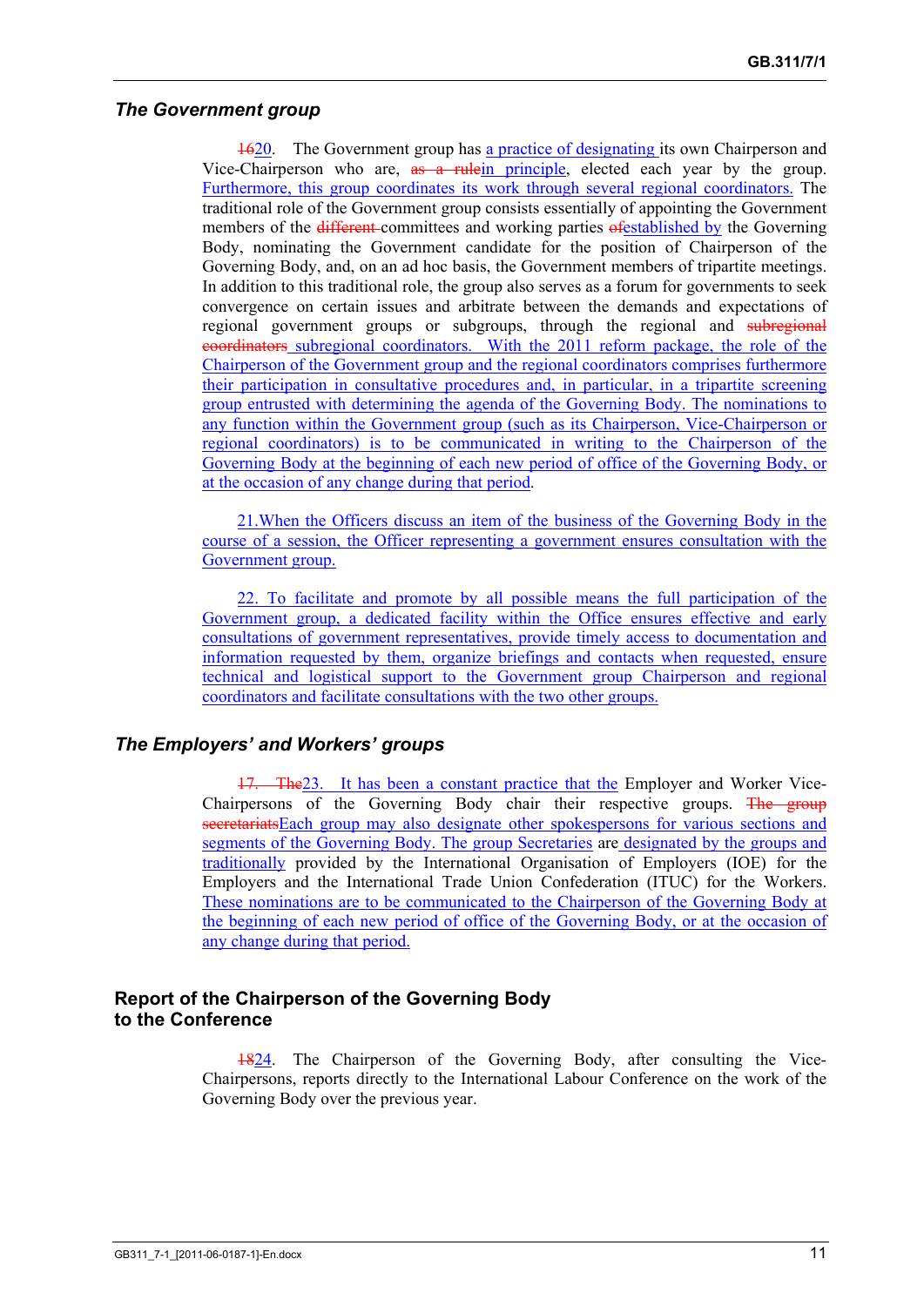### *The Government group*

~~16~~20. The Government group has a practice of designating its own Chairperson and Vice-Chairperson who are, ~~as a rule~~in principle, elected each year by the group. Furthermore, this group coordinates its work through several regional coordinators. The traditional role of the Government group consists essentially of appointing the Government members of the ~~different~~ committees and working parties ~~of~~established by the Governing Body, nominating the Government candidate for the position of Chairperson of the Governing Body, and, on an ad hoc basis, the Government members of tripartite meetings. In addition to this traditional role, the group also serves as a forum for governments to seek convergence on certain issues and arbitrate between the demands and expectations of regional government groups or subgroups, through the regional and ~~subregional coordinators~~ subregional coordinators. With the 2011 reform package, the role of the Chairperson of the Government group and the regional coordinators comprises furthermore their participation in consultative procedures and, in particular, in a tripartite screening group entrusted with determining the agenda of the Governing Body. The nominations to any function within the Government group (such as its Chairperson, Vice-Chairperson or regional coordinators) is to be communicated in writing to the Chairperson of the Governing Body at the beginning of each new period of office of the Governing Body, or at the occasion of any change during that period.

21. When the Officers discuss an item of the business of the Governing Body in the course of a session, the Officer representing a government ensures consultation with the Government group.

22. To facilitate and promote by all possible means the full participation of the Government group, a dedicated facility within the Office ensures effective and early consultations of government representatives, provide timely access to documentation and information requested by them, organize briefings and contacts when requested, ensure technical and logistical support to the Government group Chairperson and regional coordinators and facilitate consultations with the two other groups.

### *The Employers' and Workers' groups*

~~17. The~~23. It has been a constant practice that the Employer and Worker Vice-Chairpersons of the Governing Body chair their respective groups. ~~The group secretariats~~Each group may also designate other spokespersons for various sections and segments of the Governing Body. The group Secretaries are designated by the groups and traditionally provided by the International Organisation of Employers (IOE) for the Employers and the International Trade Union Confederation (ITUC) for the Workers. These nominations are to be communicated to the Chairperson of the Governing Body at the beginning of each new period of office of the Governing Body, or at the occasion of any change during that period.

## Report of the Chairperson of the Governing Body to the Conference

~~18~~24. The Chairperson of the Governing Body, after consulting the Vice-Chairpersons, reports directly to the International Labour Conference on the work of the Governing Body over the previous year.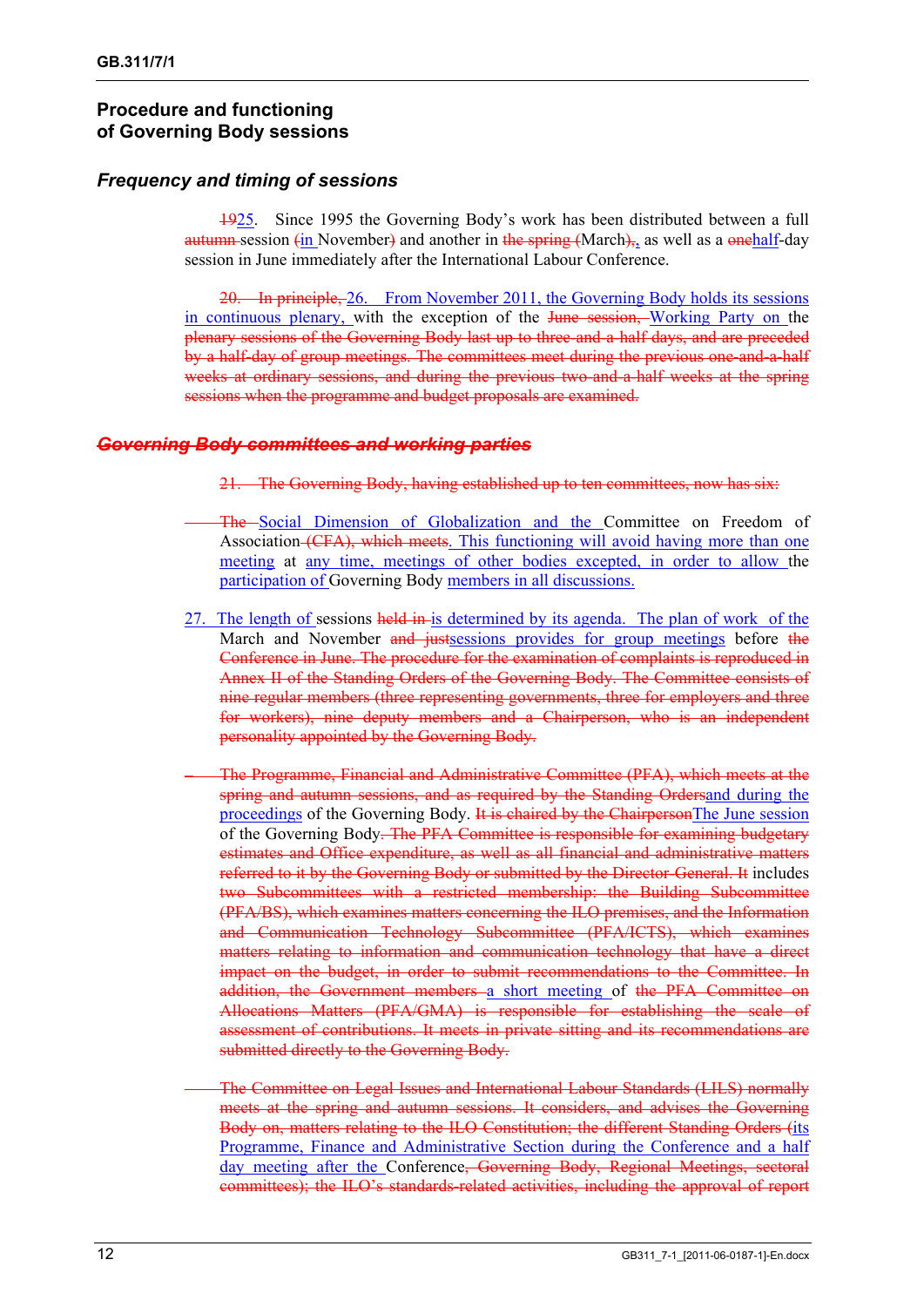## Procedure and functioning of Governing Body sessions

### *Frequency and timing of sessions*

~~19~~25. Since 1995 the Governing Body's work has been distributed between a full ~~autumn~~ session ~~(~~in November~~)~~ and another in ~~the spring (~~March~~),~~, as well as a ~~one~~half-day session in June immediately after the International Labour Conference.

~~20. In principle,~~ 26. From November 2011, the Governing Body holds its sessions in continuous plenary, with the exception of the ~~June session,~~ Working Party on the ~~plenary sessions of the Governing Body last up to three and a half days, and are preceded by a half-day of group meetings. The committees meet during the previous one-and-a-half weeks at ordinary sessions, and during the previous two-and-a-half weeks at the spring sessions when the programme and budget proposals are examined.~~

### ~~*Governing Body committees and working parties*~~

~~21. The Governing Body, having established up to ten committees, now has six:~~

~~– The~~ Social Dimension of Globalization and the Committee on Freedom of Association ~~(CFA), which meets~~. This functioning will avoid having more than one meeting at any time, meetings of other bodies excepted, in order to allow the participation of Governing Body members in all discussions.

27. The length of sessions ~~held in~~ is determined by its agenda. The plan of work of the March and November ~~and just~~sessions provides for group meetings before ~~the Conference in June. The procedure for the examination of complaints is reproduced in Annex II of the Standing Orders of the Governing Body. The Committee consists of nine regular members (three representing governments, three for employers and three for workers), nine deputy members and a Chairperson, who is an independent personality appointed by the Governing Body.~~

~~– The Programme, Financial and Administrative Committee (PFA), which meets at the spring and autumn sessions, and as required by the Standing Orders~~and during the proceedings of the Governing Body. ~~It is chaired by the Chairperson~~The June session of the Governing Body~~. The PFA Committee is responsible for examining budgetary estimates and Office expenditure, as well as all financial and administrative matters referred to it by the Governing Body or submitted by the Director-General. It~~ includes ~~two Subcommittees with a restricted membership: the Building Subcommittee (PFA/BS), which examines matters concerning the ILO premises, and the Information and Communication Technology Subcommittee (PFA/ICTS), which examines matters relating to information and communication technology that have a direct impact on the budget, in order to submit recommendations to the Committee. In addition, the Government members~~ a short meeting of ~~the PFA Committee on Allocations Matters (PFA/GMA) is responsible for establishing the scale of assessment of contributions. It meets in private sitting and its recommendations are submitted directly to the Governing Body.~~

~~– The Committee on Legal Issues and International Labour Standards (LILS) normally meets at the spring and autumn sessions. It considers, and advises the Governing Body on, matters relating to the ILO Constitution; the different Standing Orders (~~its Programme, Finance and Administrative Section during the Conference and a half day meeting after the Conference~~, Governing Body, Regional Meetings, sectoral committees); the ILO's standards-related activities, including the approval of report~~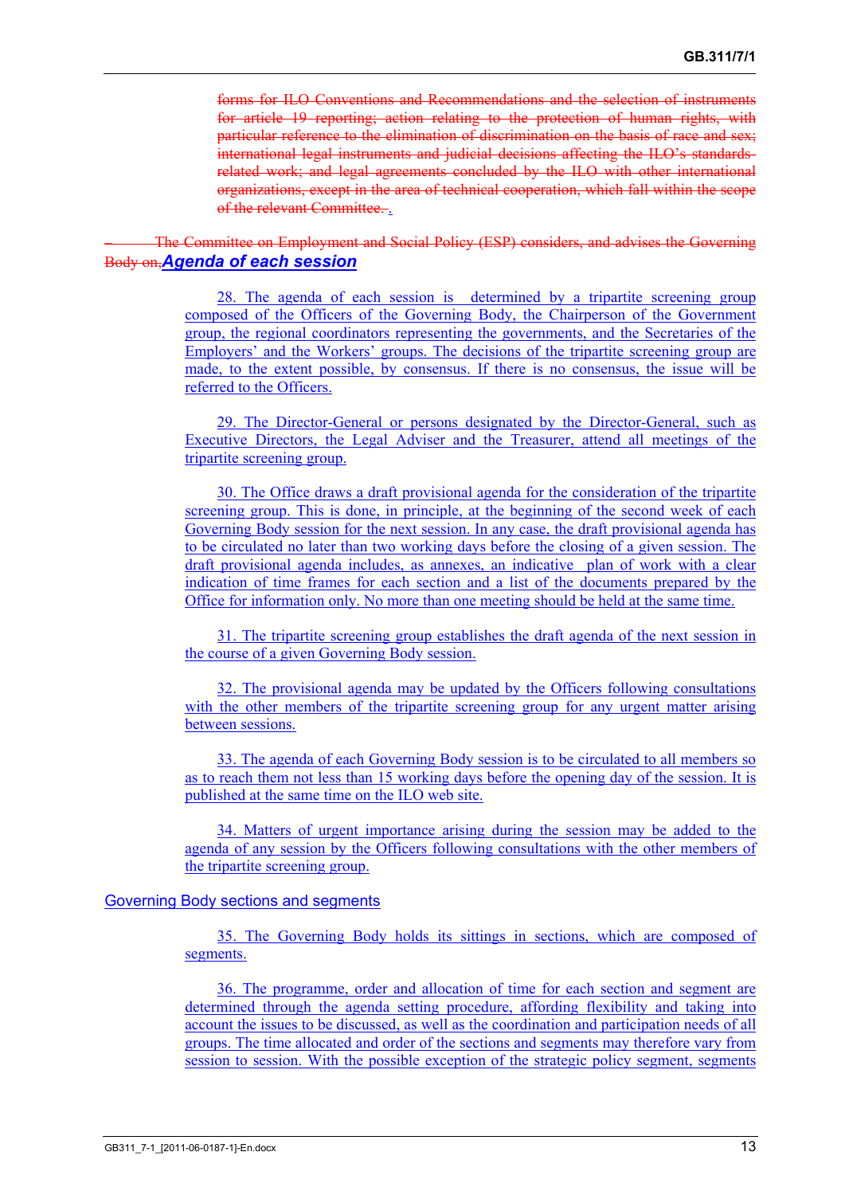forms for ILO Conventions and Recommendations and the selection of instruments for article 19 reporting; action relating to the protection of human rights, with particular reference to the elimination of discrimination on the basis of race and sex; international legal instruments and judicial decisions affecting the ILO's standards-related work; and legal agreements concluded by the ILO with other international organizations, except in the area of technical cooperation, which fall within the scope of the relevant Committee. .

– The Committee on Employment and Social Policy (ESP) considers, and advises the Governing Body on.

### *Agenda of each session*

28. The agenda of each session is determined by a tripartite screening group composed of the Officers of the Governing Body, the Chairperson of the Government group, the regional coordinators representing the governments, and the Secretaries of the Employers' and the Workers' groups. The decisions of the tripartite screening group are made, to the extent possible, by consensus. If there is no consensus, the issue will be referred to the Officers.

29. The Director-General or persons designated by the Director-General, such as Executive Directors, the Legal Adviser and the Treasurer, attend all meetings of the tripartite screening group.

30. The Office draws a draft provisional agenda for the consideration of the tripartite screening group. This is done, in principle, at the beginning of the second week of each Governing Body session for the next session. In any case, the draft provisional agenda has to be circulated no later than two working days before the closing of a given session. The draft provisional agenda includes, as annexes, an indicative plan of work with a clear indication of time frames for each section and a list of the documents prepared by the Office for information only. No more than one meeting should be held at the same time.

31. The tripartite screening group establishes the draft agenda of the next session in the course of a given Governing Body session.

32. The provisional agenda may be updated by the Officers following consultations with the other members of the tripartite screening group for any urgent matter arising between sessions.

33. The agenda of each Governing Body session is to be circulated to all members so as to reach them not less than 15 working days before the opening day of the session. It is published at the same time on the ILO web site.

34. Matters of urgent importance arising during the session may be added to the agenda of any session by the Officers following consultations with the other members of the tripartite screening group.

### Governing Body sections and segments

35. The Governing Body holds its sittings in sections, which are composed of segments.

36. The programme, order and allocation of time for each section and segment are determined through the agenda setting procedure, affording flexibility and taking into account the issues to be discussed, as well as the coordination and participation needs of all groups. The time allocated and order of the sections and segments may therefore vary from session to session. With the possible exception of the strategic policy segment, segments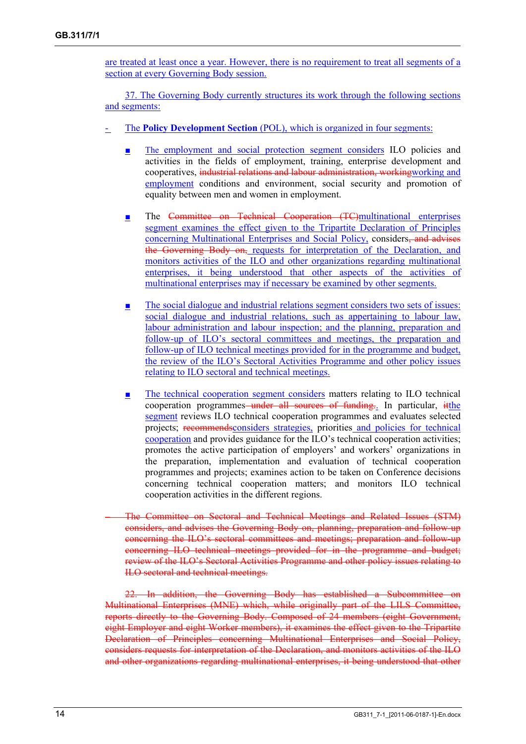are treated at least once a year. However, there is no requirement to treat all segments of a section at every Governing Body session.

37. The Governing Body currently structures its work through the following sections and segments:

- The **Policy Development Section** (POL), which is organized in four segments:

  ■ The employment and social protection segment considers ILO policies and activities in the fields of employment, training, enterprise development and cooperatives, ~~industrial relations and labour administration, working~~working and employment conditions and environment, social security and promotion of equality between men and women in employment.

  ■ The ~~Committee on Technical Cooperation (TC)~~multinational enterprises segment examines the effect given to the Tripartite Declaration of Principles concerning Multinational Enterprises and Social Policy, considers~~, and advises the Governing Body on,~~ requests for interpretation of the Declaration, and monitors activities of the ILO and other organizations regarding multinational enterprises, it being understood that other aspects of the activities of multinational enterprises may if necessary be examined by other segments.

  ■ The social dialogue and industrial relations segment considers two sets of issues: social dialogue and industrial relations, such as appertaining to labour law, labour administration and labour inspection; and the planning, preparation and follow-up of ILO's sectoral committees and meetings, the preparation and follow-up of ILO technical meetings provided for in the programme and budget, the review of the ILO's Sectoral Activities Programme and other policy issues relating to ILO sectoral and technical meetings.

  ■ The technical cooperation segment considers matters relating to ILO technical cooperation programmes~~ under all sources of funding~~. In particular, ~~it~~the segment reviews ILO technical cooperation programmes and evaluates selected projects; ~~recommends~~considers strategies, priorities and policies for technical cooperation and provides guidance for the ILO's technical cooperation activities; promotes the active participation of employers' and workers' organizations in the preparation, implementation and evaluation of technical cooperation programmes and projects; examines action to be taken on Conference decisions concerning technical cooperation matters; and monitors ILO technical cooperation activities in the different regions.

~~– The Committee on Sectoral and Technical Meetings and Related Issues (STM) considers, and advises the Governing Body on, planning, preparation and follow-up concerning the ILO's sectoral committees and meetings; preparation and follow-up concerning ILO technical meetings provided for in the programme and budget; review of the ILO's Sectoral Activities Programme and other policy issues relating to ILO sectoral and technical meetings.~~

~~22. In addition, the Governing Body has established a Subcommittee on Multinational Enterprises (MNE) which, while originally part of the LILS Committee, reports directly to the Governing Body. Composed of 24 members (eight Government, eight Employer and eight Worker members), it examines the effect given to the Tripartite Declaration of Principles concerning Multinational Enterprises and Social Policy, considers requests for interpretation of the Declaration, and monitors activities of the ILO and other organizations regarding multinational enterprises, it being understood that other~~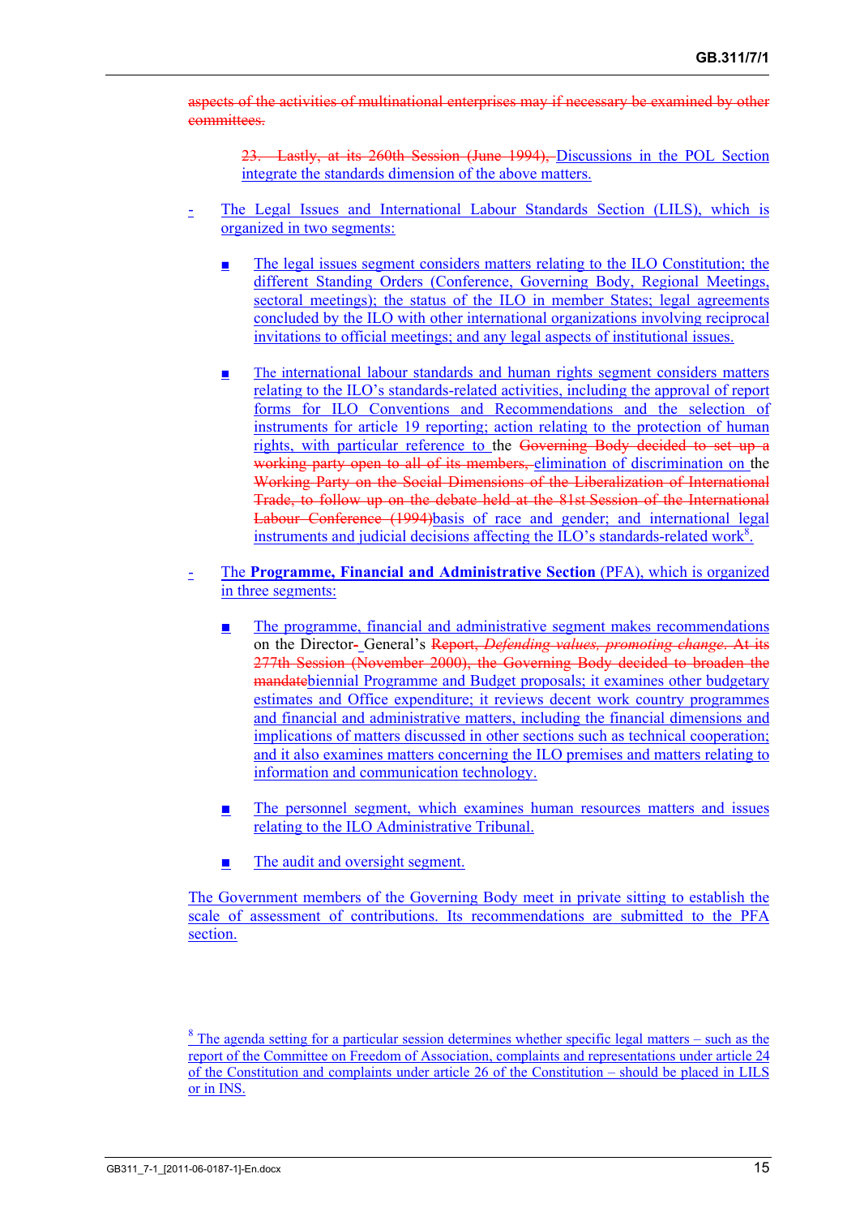~~aspects of the activities of multinational enterprises may if necessary be examined by other committees.~~

~~23. Lastly, at its 260th Session (June 1994),~~ Discussions in the POL Section integrate the standards dimension of the above matters.

- The Legal Issues and International Labour Standards Section (LILS), which is organized in two segments:

  - The legal issues segment considers matters relating to the ILO Constitution; the different Standing Orders (Conference, Governing Body, Regional Meetings, sectoral meetings); the status of the ILO in member States; legal agreements concluded by the ILO with other international organizations involving reciprocal invitations to official meetings; and any legal aspects of institutional issues.

  - The international labour standards and human rights segment considers matters relating to the ILO's standards-related activities, including the approval of report forms for ILO Conventions and Recommendations and the selection of instruments for article 19 reporting; action relating to the protection of human rights, with particular reference to the ~~Governing Body decided to set up a working party open to all of its members,~~ elimination of discrimination on the ~~Working Party on the Social Dimensions of the Liberalization of International Trade, to follow up on the debate held at the 81st Session of the International Labour Conference (1994)~~basis of race and gender; and international legal instruments and judicial decisions affecting the ILO's standards-related work[8].

- The **Programme, Financial and Administrative Section** (PFA), which is organized in three segments:

  - The programme, financial and administrative segment makes recommendations on the Director~~-~~ General's ~~Report, *Defending values, promoting change*. At its 277th Session (November 2000), the Governing Body decided to broaden the mandate~~biennial Programme and Budget proposals; it examines other budgetary estimates and Office expenditure; it reviews decent work country programmes and financial and administrative matters, including the financial dimensions and implications of matters discussed in other sections such as technical cooperation; and it also examines matters concerning the ILO premises and matters relating to information and communication technology.

  - The personnel segment, which examines human resources matters and issues relating to the ILO Administrative Tribunal.

  - The audit and oversight segment.

The Government members of the Governing Body meet in private sitting to establish the scale of assessment of contributions. Its recommendations are submitted to the PFA section.

[8] The agenda setting for a particular session determines whether specific legal matters – such as the report of the Committee on Freedom of Association, complaints and representations under article 24 of the Constitution and complaints under article 26 of the Constitution – should be placed in LILS or in INS.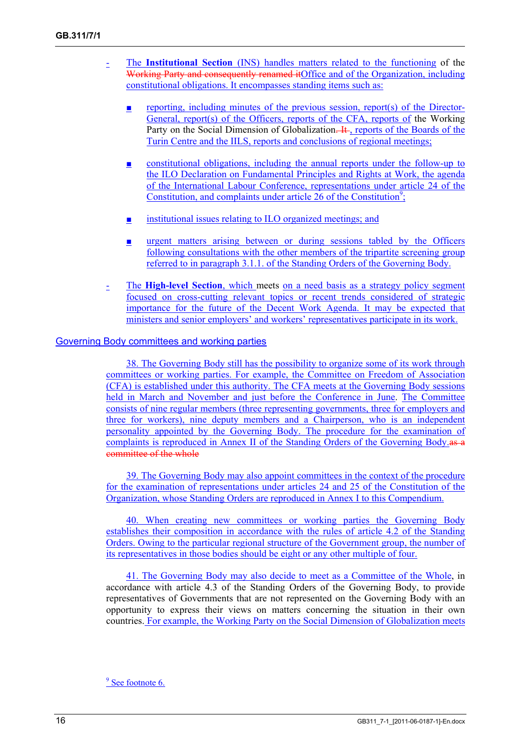- The **Institutional Section** (INS) handles matters related to the functioning of the ~~Working Party and consequently renamed it~~Office and of the Organization, including constitutional obligations. It encompasses standing items such as:

  - reporting, including minutes of the previous session, report(s) of the Director-General, report(s) of the Officers, reports of the CFA, reports of the Working Party on the Social Dimension of Globalization~~. It~~, reports of the Boards of the Turin Centre and the IILS, reports and conclusions of regional meetings;

  - constitutional obligations, including the annual reports under the follow-up to the ILO Declaration on Fundamental Principles and Rights at Work, the agenda of the International Labour Conference, representations under article 24 of the Constitution, and complaints under article 26 of the Constitution[9];

  - institutional issues relating to ILO organized meetings; and

  - urgent matters arising between or during sessions tabled by the Officers following consultations with the other members of the tripartite screening group referred to in paragraph 3.1.1. of the Standing Orders of the Governing Body.

- The **High-level Section**, which meets on a need basis as a strategy policy segment focused on cross-cutting relevant topics or recent trends considered of strategic importance for the future of the Decent Work Agenda. It may be expected that ministers and senior employers' and workers' representatives participate in its work.

## Governing Body committees and working parties

38. The Governing Body still has the possibility to organize some of its work through committees or working parties. For example, the Committee on Freedom of Association (CFA) is established under this authority. The CFA meets at the Governing Body sessions held in March and November and just before the Conference in June. The Committee consists of nine regular members (three representing governments, three for employers and three for workers), nine deputy members and a Chairperson, who is an independent personality appointed by the Governing Body. The procedure for the examination of complaints is reproduced in Annex II of the Standing Orders of the Governing Body.~~as a committee of the whole~~

39. The Governing Body may also appoint committees in the context of the procedure for the examination of representations under articles 24 and 25 of the Constitution of the Organization, whose Standing Orders are reproduced in Annex I to this Compendium.

40. When creating new committees or working parties the Governing Body establishes their composition in accordance with the rules of article 4.2 of the Standing Orders. Owing to the particular regional structure of the Government group, the number of its representatives in those bodies should be eight or any other multiple of four.

41. The Governing Body may also decide to meet as a Committee of the Whole, in accordance with article 4.3 of the Standing Orders of the Governing Body, to provide representatives of Governments that are not represented on the Governing Body with an opportunity to express their views on matters concerning the situation in their own countries. For example, the Working Party on the Social Dimension of Globalization meets

[9] See footnote 6.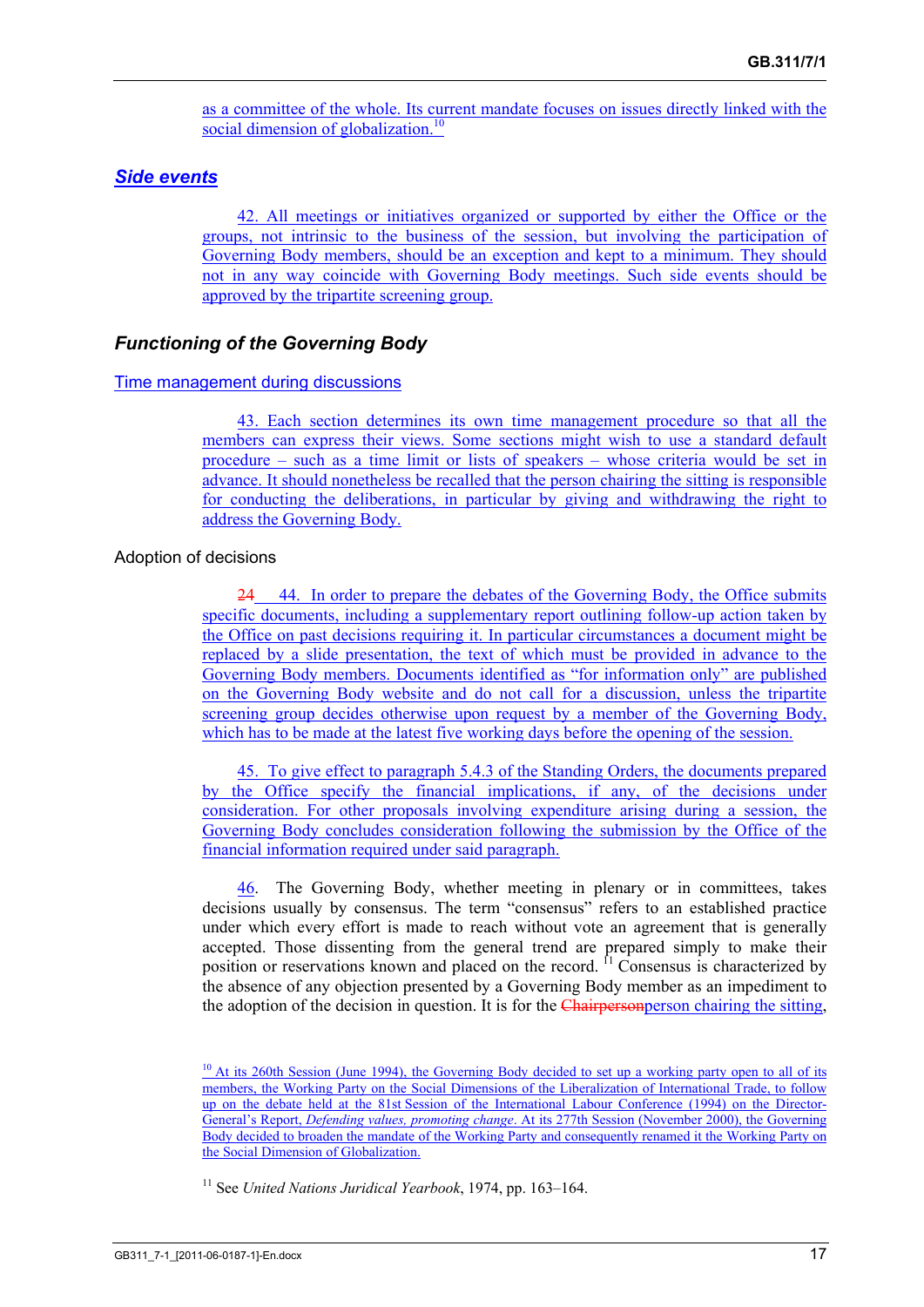as a committee of the whole. Its current mandate focuses on issues directly linked with the social dimension of globalization.[10]

## *Side events*

42. All meetings or initiatives organized or supported by either the Office or the groups, not intrinsic to the business of the session, but involving the participation of Governing Body members, should be an exception and kept to a minimum. They should not in any way coincide with Governing Body meetings. Such side events should be approved by the tripartite screening group.

## *Functioning of the Governing Body*

### Time management during discussions

43. Each section determines its own time management procedure so that all the members can express their views. Some sections might wish to use a standard default procedure – such as a time limit or lists of speakers – whose criteria would be set in advance. It should nonetheless be recalled that the person chairing the sitting is responsible for conducting the deliberations, in particular by giving and withdrawing the right to address the Governing Body.

### Adoption of decisions

~~24~~ 44. In order to prepare the debates of the Governing Body, the Office submits specific documents, including a supplementary report outlining follow-up action taken by the Office on past decisions requiring it. In particular circumstances a document might be replaced by a slide presentation, the text of which must be provided in advance to the Governing Body members. Documents identified as "for information only" are published on the Governing Body website and do not call for a discussion, unless the tripartite screening group decides otherwise upon request by a member of the Governing Body, which has to be made at the latest five working days before the opening of the session.

45. To give effect to paragraph 5.4.3 of the Standing Orders, the documents prepared by the Office specify the financial implications, if any, of the decisions under consideration. For other proposals involving expenditure arising during a session, the Governing Body concludes consideration following the submission by the Office of the financial information required under said paragraph.

46. The Governing Body, whether meeting in plenary or in committees, takes decisions usually by consensus. The term "consensus" refers to an established practice under which every effort is made to reach without vote an agreement that is generally accepted. Those dissenting from the general trend are prepared simply to make their position or reservations known and placed on the record. [11] Consensus is characterized by the absence of any objection presented by a Governing Body member as an impediment to the adoption of the decision in question. It is for the ~~Chairperson~~person chairing the sitting,

[10] At its 260th Session (June 1994), the Governing Body decided to set up a working party open to all of its members, the Working Party on the Social Dimensions of the Liberalization of International Trade, to follow up on the debate held at the 81st Session of the International Labour Conference (1994) on the Director-General's Report, *Defending values, promoting change*. At its 277th Session (November 2000), the Governing Body decided to broaden the mandate of the Working Party and consequently renamed it the Working Party on the Social Dimension of Globalization.

[11] See *United Nations Juridical Yearbook*, 1974, pp. 163–164.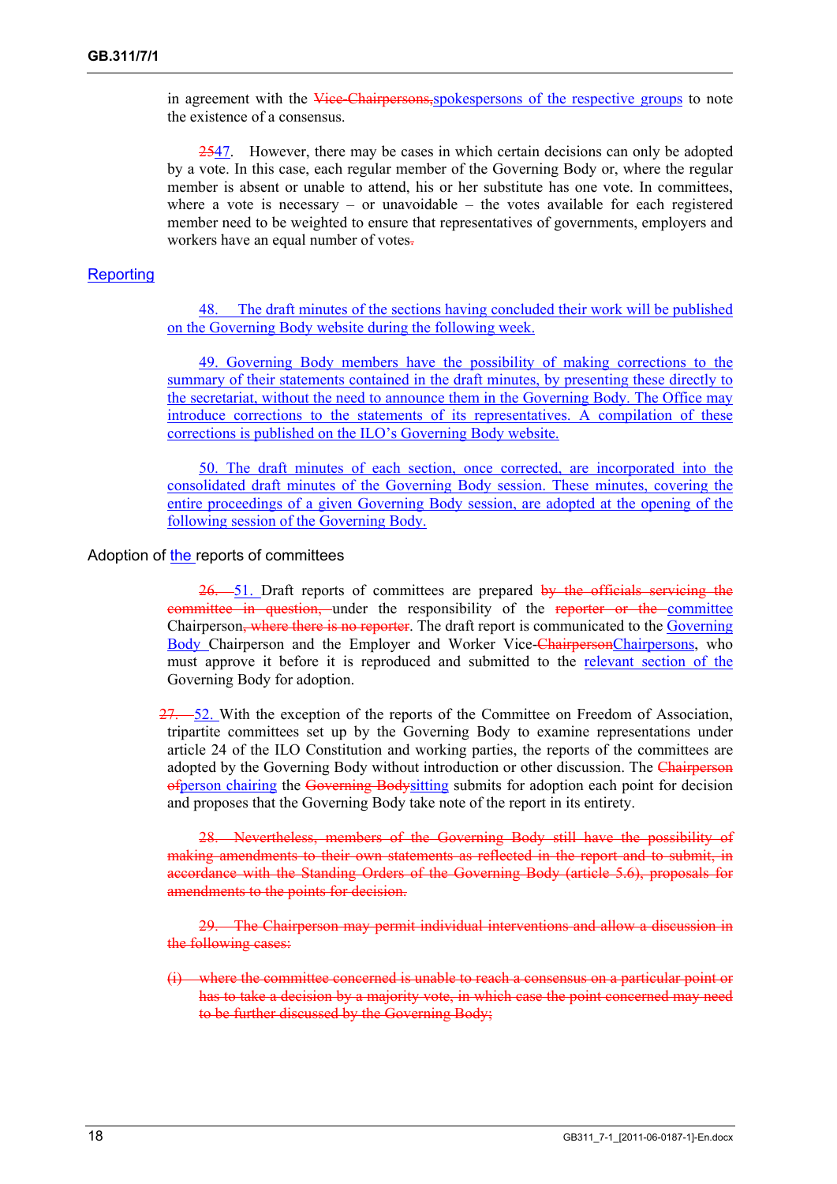in agreement with the ~~Vice-Chairpersons,~~spokespersons of the respective groups to note the existence of a consensus.

~~25~~47. However, there may be cases in which certain decisions can only be adopted by a vote. In this case, each regular member of the Governing Body or, where the regular member is absent or unable to attend, his or her substitute has one vote. In committees, where a vote is necessary – or unavoidable – the votes available for each registered member need to be weighted to ensure that representatives of governments, employers and workers have an equal number of votes~~.~~

## Reporting

48. The draft minutes of the sections having concluded their work will be published on the Governing Body website during the following week.

49. Governing Body members have the possibility of making corrections to the summary of their statements contained in the draft minutes, by presenting these directly to the secretariat, without the need to announce them in the Governing Body. The Office may introduce corrections to the statements of its representatives. A compilation of these corrections is published on the ILO's Governing Body website.

50. The draft minutes of each section, once corrected, are incorporated into the consolidated draft minutes of the Governing Body session. These minutes, covering the entire proceedings of a given Governing Body session, are adopted at the opening of the following session of the Governing Body.

## Adoption of the reports of committees

~~26.~~ 51. Draft reports of committees are prepared ~~by the officials servicing the committee in question,~~ under the responsibility of the ~~reporter or the~~ committee Chairperson~~, where there is no reporter~~. The draft report is communicated to the Governing Body Chairperson and the Employer and Worker Vice-~~Chairperson~~Chairpersons, who must approve it before it is reproduced and submitted to the relevant section of the Governing Body for adoption.

~~27.~~ 52. With the exception of the reports of the Committee on Freedom of Association, tripartite committees set up by the Governing Body to examine representations under article 24 of the ILO Constitution and working parties, the reports of the committees are adopted by the Governing Body without introduction or other discussion. The ~~Chairperson of~~person chairing the ~~Governing Body~~sitting submits for adoption each point for decision and proposes that the Governing Body take note of the report in its entirety.

~~28. Nevertheless, members of the Governing Body still have the possibility of making amendments to their own statements as reflected in the report and to submit, in accordance with the Standing Orders of the Governing Body (article 5.6), proposals for amendments to the points for decision.~~

~~29. The Chairperson may permit individual interventions and allow a discussion in the following cases:~~

~~(i) where the committee concerned is unable to reach a consensus on a particular point or has to take a decision by a majority vote, in which case the point concerned may need to be further discussed by the Governing Body;~~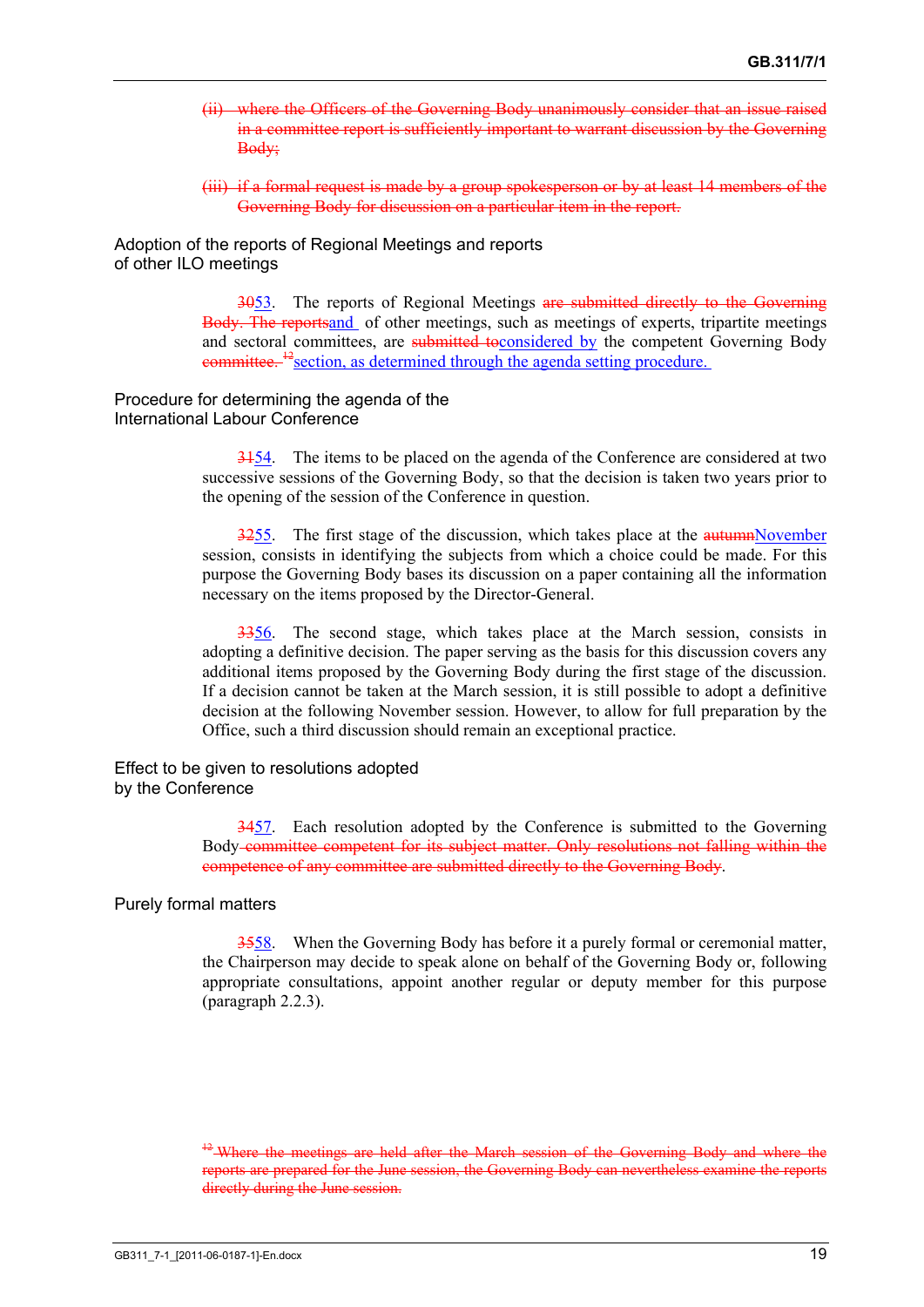(ii) ~~where the Officers of the Governing Body unanimously consider that an issue raised in a committee report is sufficiently important to warrant discussion by the Governing Body;~~

(iii) ~~if a formal request is made by a group spokesperson or by at least 14 members of the Governing Body for discussion on a particular item in the report.~~

### Adoption of the reports of Regional Meetings and reports of other ILO meetings

~~30~~53. The reports of Regional Meetings ~~are submitted directly to the Governing Body. The reports~~and of other meetings, such as meetings of experts, tripartite meetings and sectoral committees, are ~~submitted to~~considered by the competent Governing Body ~~committee.~~[12]section, as determined through the agenda setting procedure.

### Procedure for determining the agenda of the International Labour Conference

~~31~~54. The items to be placed on the agenda of the Conference are considered at two successive sessions of the Governing Body, so that the decision is taken two years prior to the opening of the session of the Conference in question.

~~32~~55. The first stage of the discussion, which takes place at the ~~autumn~~November session, consists in identifying the subjects from which a choice could be made. For this purpose the Governing Body bases its discussion on a paper containing all the information necessary on the items proposed by the Director-General.

~~33~~56. The second stage, which takes place at the March session, consists in adopting a definitive decision. The paper serving as the basis for this discussion covers any additional items proposed by the Governing Body during the first stage of the discussion. If a decision cannot be taken at the March session, it is still possible to adopt a definitive decision at the following November session. However, to allow for full preparation by the Office, such a third discussion should remain an exceptional practice.

### Effect to be given to resolutions adopted by the Conference

~~34~~57. Each resolution adopted by the Conference is submitted to the Governing Body ~~committee competent for its subject matter. Only resolutions not falling within the competence of any committee are submitted directly to the Governing Body~~.

### Purely formal matters

~~35~~58. When the Governing Body has before it a purely formal or ceremonial matter, the Chairperson may decide to speak alone on behalf of the Governing Body or, following appropriate consultations, appoint another regular or deputy member for this purpose (paragraph 2.2.3).

~~[12] Where the meetings are held after the March session of the Governing Body and where the reports are prepared for the June session, the Governing Body can nevertheless examine the reports directly during the June session.~~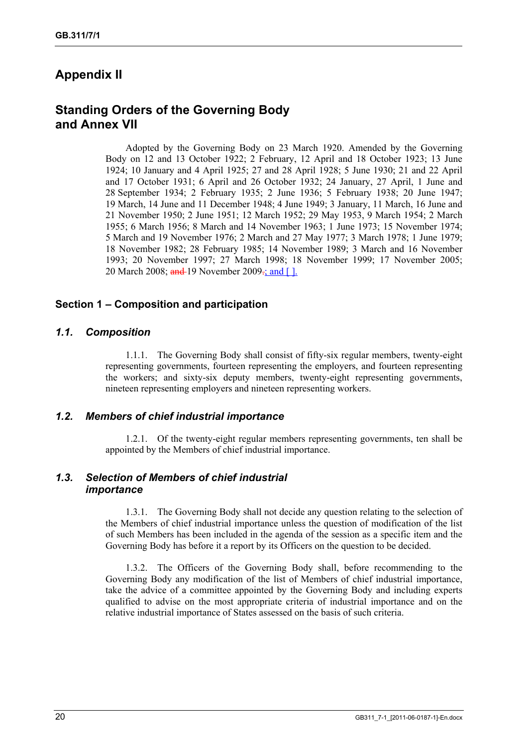# Appendix II

## Standing Orders of the Governing Body and Annex VII

Adopted by the Governing Body on 23 March 1920. Amended by the Governing Body on 12 and 13 October 1922; 2 February, 12 April and 18 October 1923; 13 June 1924; 10 January and 4 April 1925; 27 and 28 April 1928; 5 June 1930; 21 and 22 April and 17 October 1931; 6 April and 26 October 1932; 24 January, 27 April, 1 June and 28 September 1934; 2 February 1935; 2 June 1936; 5 February 1938; 20 June 1947; 19 March, 14 June and 11 December 1948; 4 June 1949; 3 January, 11 March, 16 June and 21 November 1950; 2 June 1951; 12 March 1952; 29 May 1953, 9 March 1954; 2 March 1955; 6 March 1956; 8 March and 14 November 1963; 1 June 1973; 15 November 1974; 5 March and 19 November 1976; 2 March and 27 May 1977; 3 March 1978; 1 June 1979; 18 November 1982; 28 February 1985; 14 November 1989; 3 March and 16 November 1993; 20 November 1997; 27 March 1998; 18 November 1999; 17 November 2005; 20 March 2008; ~~and~~ 19 November 2009~~.~~; and [ ].

### Section 1 – Composition and participation

#### *1.1. Composition*

1.1.1. The Governing Body shall consist of fifty-six regular members, twenty-eight representing governments, fourteen representing the employers, and fourteen representing the workers; and sixty-six deputy members, twenty-eight representing governments, nineteen representing employers and nineteen representing workers.

#### *1.2. Members of chief industrial importance*

1.2.1. Of the twenty-eight regular members representing governments, ten shall be appointed by the Members of chief industrial importance.

#### *1.3. Selection of Members of chief industrial importance*

1.3.1. The Governing Body shall not decide any question relating to the selection of the Members of chief industrial importance unless the question of modification of the list of such Members has been included in the agenda of the session as a specific item and the Governing Body has before it a report by its Officers on the question to be decided.

1.3.2. The Officers of the Governing Body shall, before recommending to the Governing Body any modification of the list of Members of chief industrial importance, take the advice of a committee appointed by the Governing Body and including experts qualified to advise on the most appropriate criteria of industrial importance and on the relative industrial importance of States assessed on the basis of such criteria.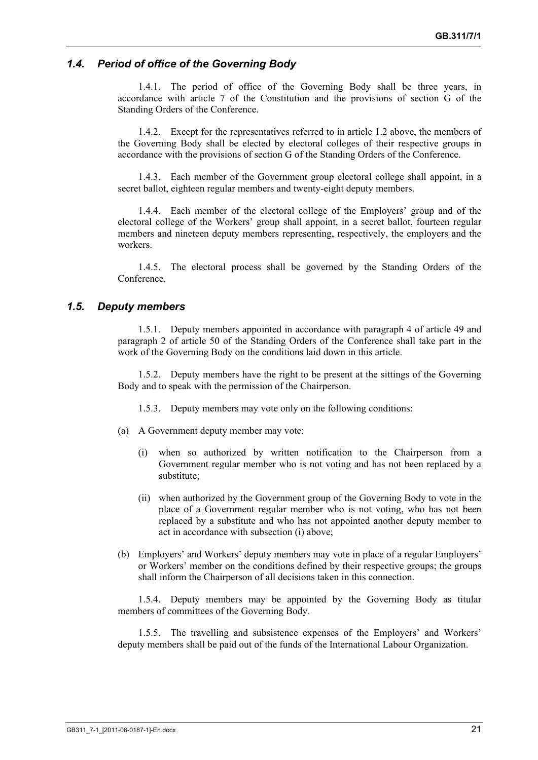### *1.4. Period of office of the Governing Body*

1.4.1. The period of office of the Governing Body shall be three years, in accordance with article 7 of the Constitution and the provisions of section G of the Standing Orders of the Conference.

1.4.2. Except for the representatives referred to in article 1.2 above, the members of the Governing Body shall be elected by electoral colleges of their respective groups in accordance with the provisions of section G of the Standing Orders of the Conference.

1.4.3. Each member of the Government group electoral college shall appoint, in a secret ballot, eighteen regular members and twenty-eight deputy members.

1.4.4. Each member of the electoral college of the Employers' group and of the electoral college of the Workers' group shall appoint, in a secret ballot, fourteen regular members and nineteen deputy members representing, respectively, the employers and the workers.

1.4.5. The electoral process shall be governed by the Standing Orders of the Conference.

### *1.5. Deputy members*

1.5.1. Deputy members appointed in accordance with paragraph 4 of article 49 and paragraph 2 of article 50 of the Standing Orders of the Conference shall take part in the work of the Governing Body on the conditions laid down in this article.

1.5.2. Deputy members have the right to be present at the sittings of the Governing Body and to speak with the permission of the Chairperson.

1.5.3. Deputy members may vote only on the following conditions:

(a) A Government deputy member may vote:

   (i) when so authorized by written notification to the Chairperson from a Government regular member who is not voting and has not been replaced by a substitute;

   (ii) when authorized by the Government group of the Governing Body to vote in the place of a Government regular member who is not voting, who has not been replaced by a substitute and who has not appointed another deputy member to act in accordance with subsection (i) above;

(b) Employers' and Workers' deputy members may vote in place of a regular Employers' or Workers' member on the conditions defined by their respective groups; the groups shall inform the Chairperson of all decisions taken in this connection.

1.5.4. Deputy members may be appointed by the Governing Body as titular members of committees of the Governing Body.

1.5.5. The travelling and subsistence expenses of the Employers' and Workers' deputy members shall be paid out of the funds of the International Labour Organization.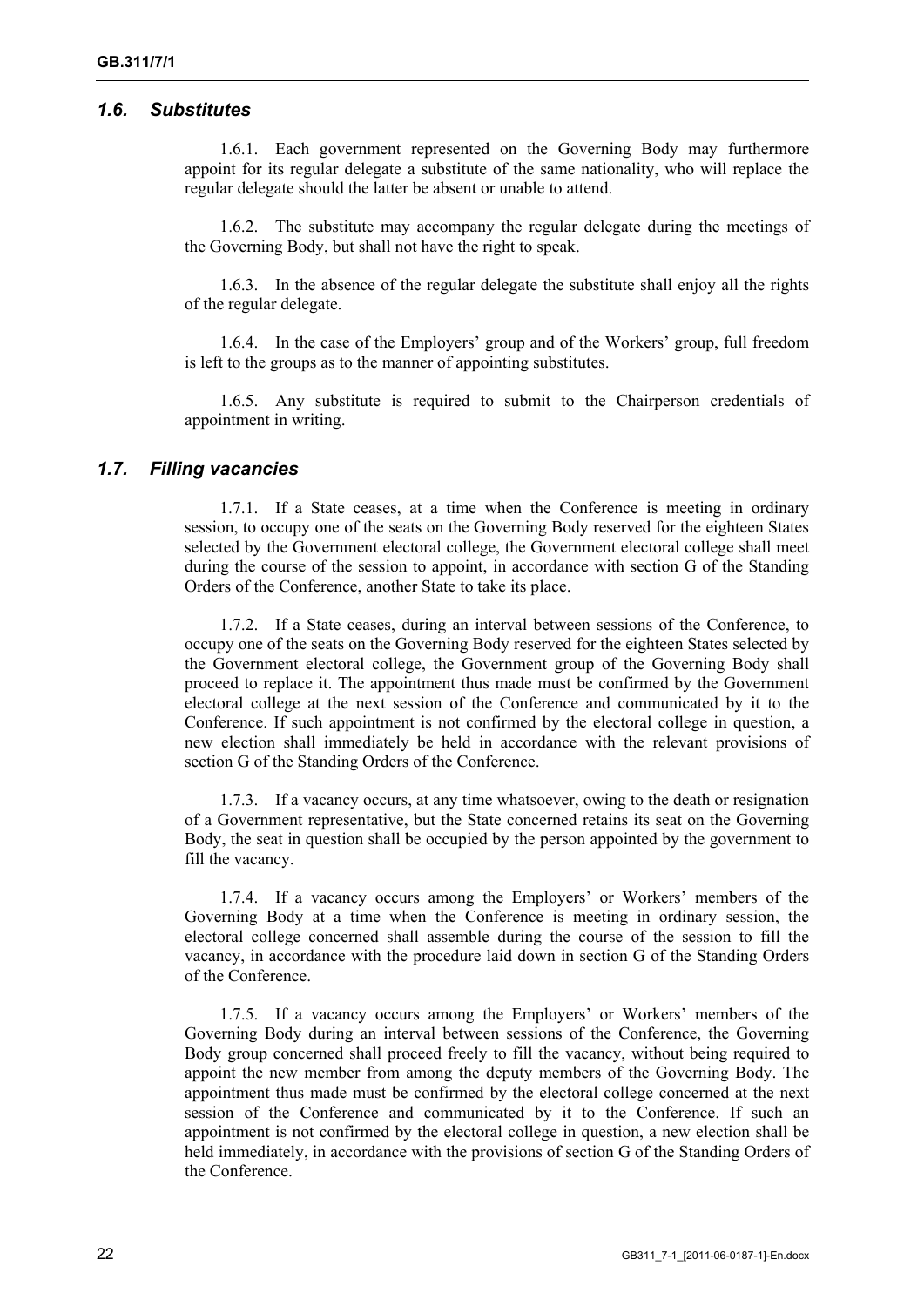### *1.6. Substitutes*

1.6.1. Each government represented on the Governing Body may furthermore appoint for its regular delegate a substitute of the same nationality, who will replace the regular delegate should the latter be absent or unable to attend.

1.6.2. The substitute may accompany the regular delegate during the meetings of the Governing Body, but shall not have the right to speak.

1.6.3. In the absence of the regular delegate the substitute shall enjoy all the rights of the regular delegate.

1.6.4. In the case of the Employers' group and of the Workers' group, full freedom is left to the groups as to the manner of appointing substitutes.

1.6.5. Any substitute is required to submit to the Chairperson credentials of appointment in writing.

### *1.7. Filling vacancies*

1.7.1. If a State ceases, at a time when the Conference is meeting in ordinary session, to occupy one of the seats on the Governing Body reserved for the eighteen States selected by the Government electoral college, the Government electoral college shall meet during the course of the session to appoint, in accordance with section G of the Standing Orders of the Conference, another State to take its place.

1.7.2. If a State ceases, during an interval between sessions of the Conference, to occupy one of the seats on the Governing Body reserved for the eighteen States selected by the Government electoral college, the Government group of the Governing Body shall proceed to replace it. The appointment thus made must be confirmed by the Government electoral college at the next session of the Conference and communicated by it to the Conference. If such appointment is not confirmed by the electoral college in question, a new election shall immediately be held in accordance with the relevant provisions of section G of the Standing Orders of the Conference.

1.7.3. If a vacancy occurs, at any time whatsoever, owing to the death or resignation of a Government representative, but the State concerned retains its seat on the Governing Body, the seat in question shall be occupied by the person appointed by the government to fill the vacancy.

1.7.4. If a vacancy occurs among the Employers' or Workers' members of the Governing Body at a time when the Conference is meeting in ordinary session, the electoral college concerned shall assemble during the course of the session to fill the vacancy, in accordance with the procedure laid down in section G of the Standing Orders of the Conference.

1.7.5. If a vacancy occurs among the Employers' or Workers' members of the Governing Body during an interval between sessions of the Conference, the Governing Body group concerned shall proceed freely to fill the vacancy, without being required to appoint the new member from among the deputy members of the Governing Body. The appointment thus made must be confirmed by the electoral college concerned at the next session of the Conference and communicated by it to the Conference. If such an appointment is not confirmed by the electoral college in question, a new election shall be held immediately, in accordance with the provisions of section G of the Standing Orders of the Conference.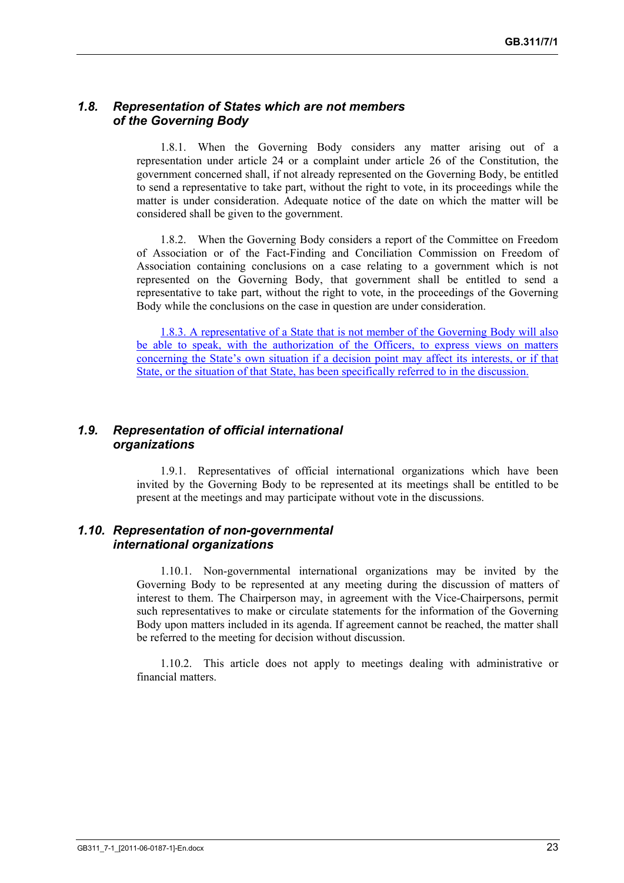### *1.8. Representation of States which are not members of the Governing Body*

1.8.1. When the Governing Body considers any matter arising out of a representation under article 24 or a complaint under article 26 of the Constitution, the government concerned shall, if not already represented on the Governing Body, be entitled to send a representative to take part, without the right to vote, in its proceedings while the matter is under consideration. Adequate notice of the date on which the matter will be considered shall be given to the government.

1.8.2. When the Governing Body considers a report of the Committee on Freedom of Association or of the Fact-Finding and Conciliation Commission on Freedom of Association containing conclusions on a case relating to a government which is not represented on the Governing Body, that government shall be entitled to send a representative to take part, without the right to vote, in the proceedings of the Governing Body while the conclusions on the case in question are under consideration.

<u>1.8.3. A representative of a State that is not member of the Governing Body will also be able to speak, with the authorization of the Officers, to express views on matters concerning the State's own situation if a decision point may affect its interests, or if that State, or the situation of that State, has been specifically referred to in the discussion.</u>

### *1.9. Representation of official international organizations*

1.9.1. Representatives of official international organizations which have been invited by the Governing Body to be represented at its meetings shall be entitled to be present at the meetings and may participate without vote in the discussions.

### *1.10. Representation of non-governmental international organizations*

1.10.1. Non-governmental international organizations may be invited by the Governing Body to be represented at any meeting during the discussion of matters of interest to them. The Chairperson may, in agreement with the Vice-Chairpersons, permit such representatives to make or circulate statements for the information of the Governing Body upon matters included in its agenda. If agreement cannot be reached, the matter shall be referred to the meeting for decision without discussion.

1.10.2. This article does not apply to meetings dealing with administrative or financial matters.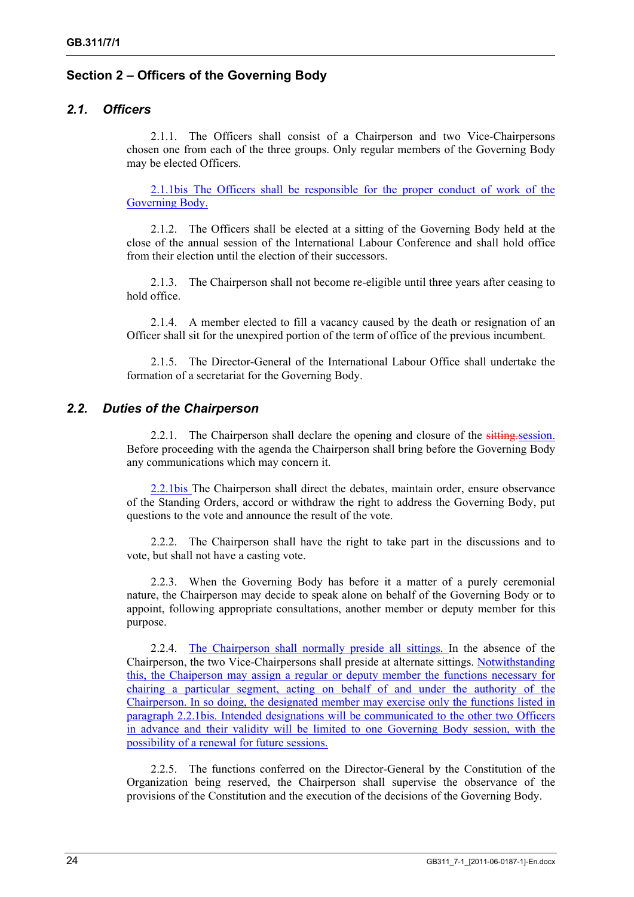## Section 2 – Officers of the Governing Body

### 2.1. Officers

2.1.1. The Officers shall consist of a Chairperson and two Vice-Chairpersons chosen one from each of the three groups. Only regular members of the Governing Body may be elected Officers.

2.1.1bis The Officers shall be responsible for the proper conduct of work of the Governing Body.

2.1.2. The Officers shall be elected at a sitting of the Governing Body held at the close of the annual session of the International Labour Conference and shall hold office from their election until the election of their successors.

2.1.3. The Chairperson shall not become re-eligible until three years after ceasing to hold office.

2.1.4. A member elected to fill a vacancy caused by the death or resignation of an Officer shall sit for the unexpired portion of the term of office of the previous incumbent.

2.1.5. The Director-General of the International Labour Office shall undertake the formation of a secretariat for the Governing Body.

### 2.2. Duties of the Chairperson

2.2.1. The Chairperson shall declare the opening and closure of the ~~sitting.~~session. Before proceeding with the agenda the Chairperson shall bring before the Governing Body any communications which may concern it.

2.2.1bis The Chairperson shall direct the debates, maintain order, ensure observance of the Standing Orders, accord or withdraw the right to address the Governing Body, put questions to the vote and announce the result of the vote.

2.2.2. The Chairperson shall have the right to take part in the discussions and to vote, but shall not have a casting vote.

2.2.3. When the Governing Body has before it a matter of a purely ceremonial nature, the Chairperson may decide to speak alone on behalf of the Governing Body or to appoint, following appropriate consultations, another member or deputy member for this purpose.

2.2.4. The Chairperson shall normally preside all sittings. In the absence of the Chairperson, the two Vice-Chairpersons shall preside at alternate sittings. Notwithstanding this, the Chaiperson may assign a regular or deputy member the functions necessary for chairing a particular segment, acting on behalf of and under the authority of the Chairperson. In so doing, the designated member may exercise only the functions listed in paragraph 2.2.1bis. Intended designations will be communicated to the other two Officers in advance and their validity will be limited to one Governing Body session, with the possibility of a renewal for future sessions.

2.2.5. The functions conferred on the Director-General by the Constitution of the Organization being reserved, the Chairperson shall supervise the observance of the provisions of the Constitution and the execution of the decisions of the Governing Body.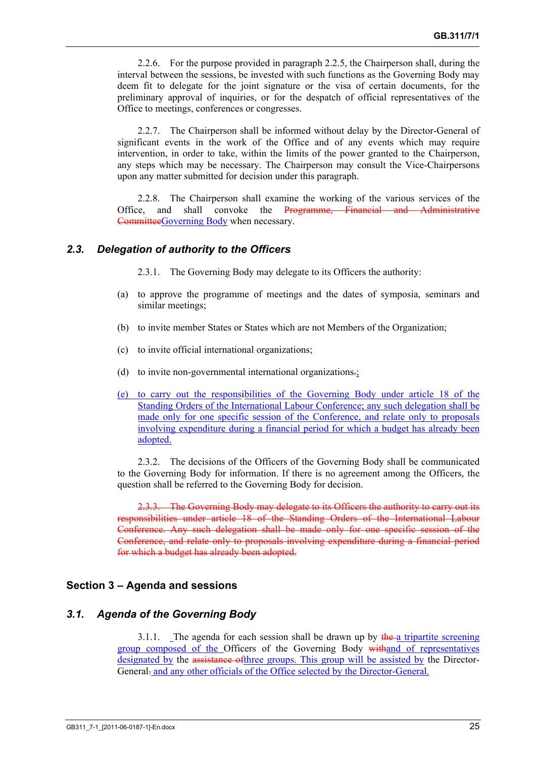2.2.6. For the purpose provided in paragraph 2.2.5, the Chairperson shall, during the interval between the sessions, be invested with such functions as the Governing Body may deem fit to delegate for the joint signature or the visa of certain documents, for the preliminary approval of inquiries, or for the despatch of official representatives of the Office to meetings, conferences or congresses.

2.2.7. The Chairperson shall be informed without delay by the Director-General of significant events in the work of the Office and of any events which may require intervention, in order to take, within the limits of the power granted to the Chairperson, any steps which may be necessary. The Chairperson may consult the Vice-Chairpersons upon any matter submitted for decision under this paragraph.

2.2.8. The Chairperson shall examine the working of the various services of the Office, and shall convoke the ~~Programme, Financial and Administrative Committee~~Governing Body when necessary.

### *2.3. Delegation of authority to the Officers*

2.3.1. The Governing Body may delegate to its Officers the authority:

(a) to approve the programme of meetings and the dates of symposia, seminars and similar meetings;

(b) to invite member States or States which are not Members of the Organization;

(c) to invite official international organizations;

(d) to invite non-governmental international organizations~~.~~;

(e) to carry out the responsibilities of the Governing Body under article 18 of the Standing Orders of the International Labour Conference; any such delegation shall be made only for one specific session of the Conference, and relate only to proposals involving expenditure during a financial period for which a budget has already been adopted.

2.3.2. The decisions of the Officers of the Governing Body shall be communicated to the Governing Body for information. If there is no agreement among the Officers, the question shall be referred to the Governing Body for decision.

~~2.3.3. The Governing Body may delegate to its Officers the authority to carry out its responsibilities under article 18 of the Standing Orders of the International Labour Conference. Any such delegation shall be made only for one specific session of the Conference, and relate only to proposals involving expenditure during a financial period for which a budget has already been adopted.~~

## Section 3 – Agenda and sessions

### *3.1. Agenda of the Governing Body*

3.1.1. The agenda for each session shall be drawn up by ~~the~~ a tripartite screening group composed of the Officers of the Governing Body ~~with~~and of representatives designated by the ~~assistance of~~three groups. This group will be assisted by the Director-General~~.~~ and any other officials of the Office selected by the Director-General.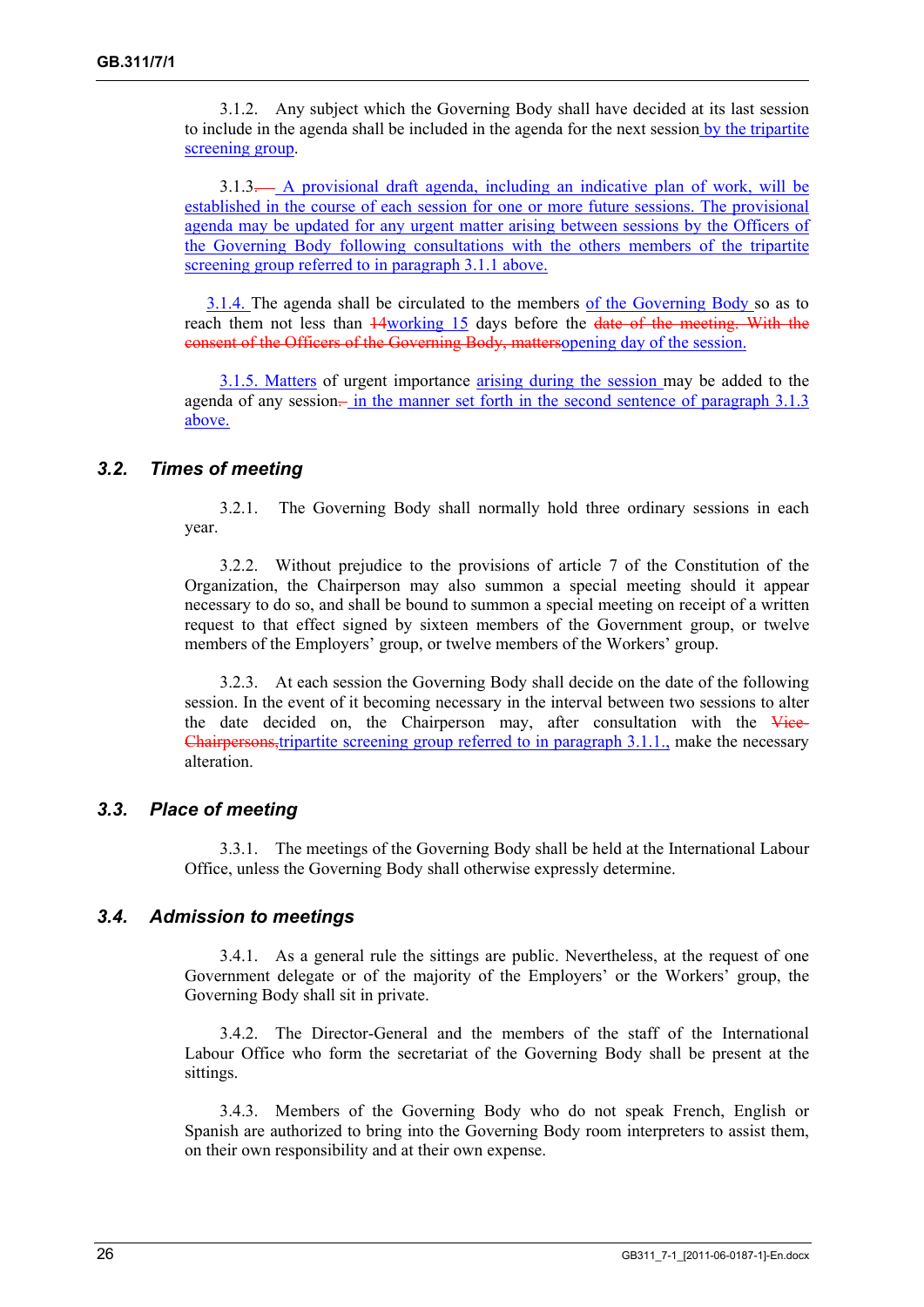3.1.2. Any subject which the Governing Body shall have decided at its last session to include in the agenda shall be included in the agenda for the next session by the tripartite screening group.

3.1.3.— A provisional draft agenda, including an indicative plan of work, will be established in the course of each session for one or more future sessions. The provisional agenda may be updated for any urgent matter arising between sessions by the Officers of the Governing Body following consultations with the others members of the tripartite screening group referred to in paragraph 3.1.1 above.

3.1.4. The agenda shall be circulated to the members of the Governing Body so as to reach them not less than 14working 15 days before the date of the meeting. With the consent of the Officers of the Governing Body, mattersopening day of the session.

3.1.5. Matters of urgent importance arising during the session may be added to the agenda of any session. in the manner set forth in the second sentence of paragraph 3.1.3 above.

### 3.2. Times of meeting

3.2.1. The Governing Body shall normally hold three ordinary sessions in each year.

3.2.2. Without prejudice to the provisions of article 7 of the Constitution of the Organization, the Chairperson may also summon a special meeting should it appear necessary to do so, and shall be bound to summon a special meeting on receipt of a written request to that effect signed by sixteen members of the Government group, or twelve members of the Employers' group, or twelve members of the Workers' group.

3.2.3. At each session the Governing Body shall decide on the date of the following session. In the event of it becoming necessary in the interval between two sessions to alter the date decided on, the Chairperson may, after consultation with the Vice-Chairpersons,tripartite screening group referred to in paragraph 3.1.1., make the necessary alteration.

### 3.3. Place of meeting

3.3.1. The meetings of the Governing Body shall be held at the International Labour Office, unless the Governing Body shall otherwise expressly determine.

### 3.4. Admission to meetings

3.4.1. As a general rule the sittings are public. Nevertheless, at the request of one Government delegate or of the majority of the Employers' or the Workers' group, the Governing Body shall sit in private.

3.4.2. The Director-General and the members of the staff of the International Labour Office who form the secretariat of the Governing Body shall be present at the sittings.

3.4.3. Members of the Governing Body who do not speak French, English or Spanish are authorized to bring into the Governing Body room interpreters to assist them, on their own responsibility and at their own expense.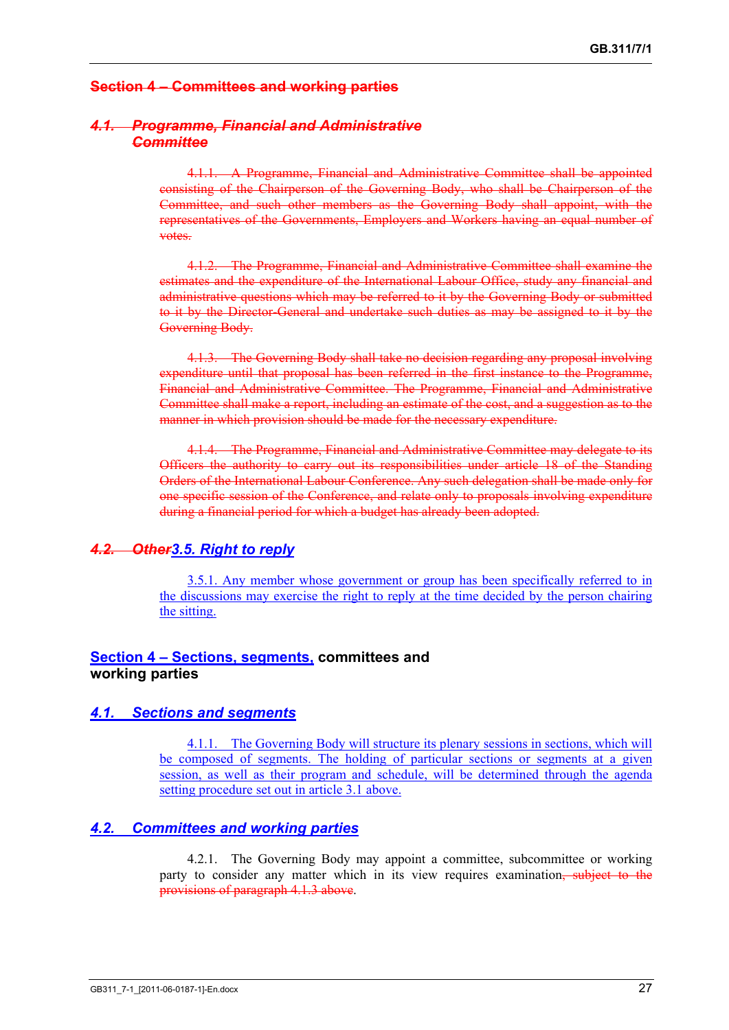## ~~Section 4 – Committees and working parties~~

### ~~*4.1. Programme, Financial and Administrative Committee*~~

~~4.1.1. A Programme, Financial and Administrative Committee shall be appointed consisting of the Chairperson of the Governing Body, who shall be Chairperson of the Committee, and such other members as the Governing Body shall appoint, with the representatives of the Governments, Employers and Workers having an equal number of votes.~~

~~4.1.2. The Programme, Financial and Administrative Committee shall examine the estimates and the expenditure of the International Labour Office, study any financial and administrative questions which may be referred to it by the Governing Body or submitted to it by the Director-General and undertake such duties as may be assigned to it by the Governing Body.~~

~~4.1.3. The Governing Body shall take no decision regarding any proposal involving expenditure until that proposal has been referred in the first instance to the Programme, Financial and Administrative Committee. The Programme, Financial and Administrative Committee shall make a report, including an estimate of the cost, and a suggestion as to the manner in which provision should be made for the necessary expenditure.~~

~~4.1.4. The Programme, Financial and Administrative Committee may delegate to its Officers the authority to carry out its responsibilities under article 18 of the Standing Orders of the International Labour Conference. Any such delegation shall be made only for one specific session of the Conference, and relate only to proposals involving expenditure during a financial period for which a budget has already been adopted.~~

### ~~*4.2. Other*~~*3.5. Right to reply*

3.5.1. Any member whose government or group has been specifically referred to in the discussions may exercise the right to reply at the time decided by the person chairing the sitting.

## Section 4 – Sections, segments, committees and working parties

### *4.1. Sections and segments*

4.1.1. The Governing Body will structure its plenary sessions in sections, which will be composed of segments. The holding of particular sections or segments at a given session, as well as their program and schedule, will be determined through the agenda setting procedure set out in article 3.1 above.

### *4.2. Committees and working parties*

4.2.1. The Governing Body may appoint a committee, subcommittee or working party to consider any matter which in its view requires examination~~, subject to the provisions of paragraph 4.1.3 above~~.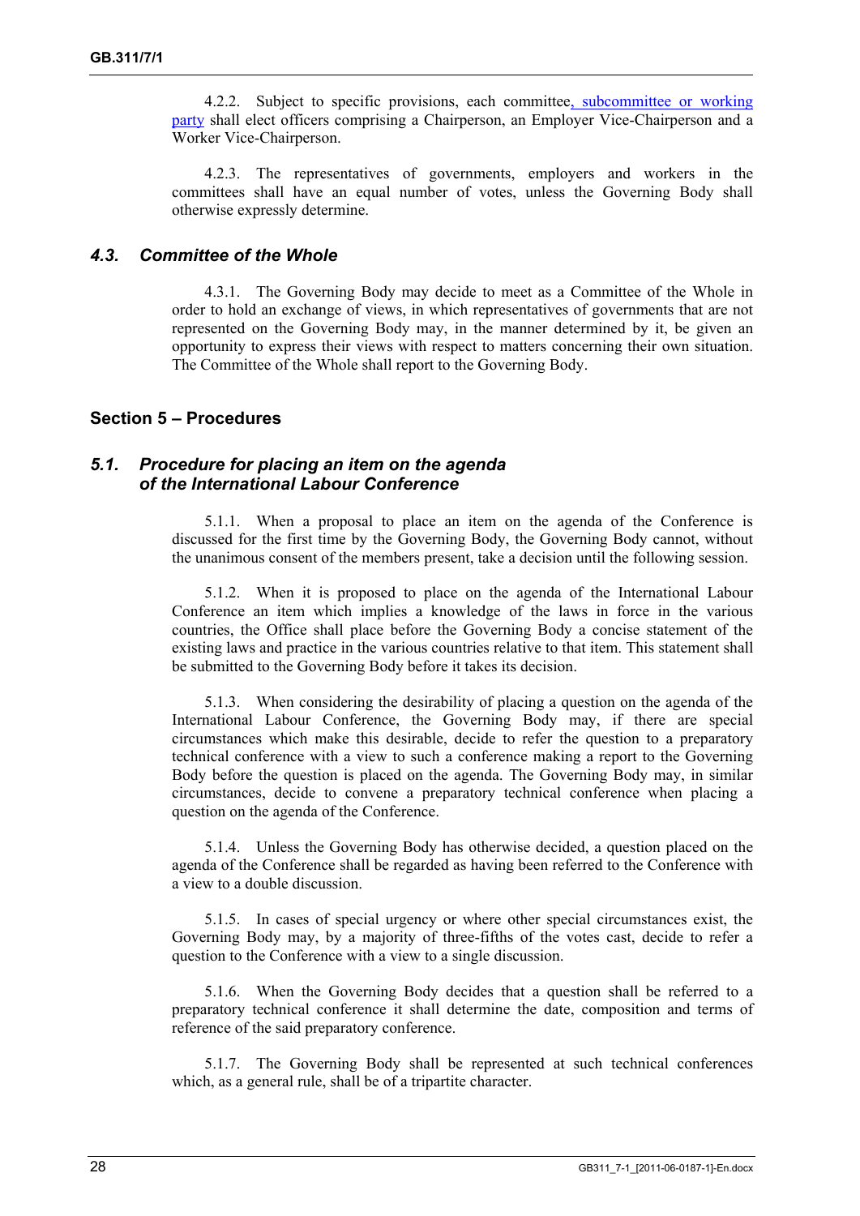4.2.2. Subject to specific provisions, each committee, subcommittee or working party shall elect officers comprising a Chairperson, an Employer Vice-Chairperson and a Worker Vice-Chairperson.

4.2.3. The representatives of governments, employers and workers in the committees shall have an equal number of votes, unless the Governing Body shall otherwise expressly determine.

### *4.3. Committee of the Whole*

4.3.1. The Governing Body may decide to meet as a Committee of the Whole in order to hold an exchange of views, in which representatives of governments that are not represented on the Governing Body may, in the manner determined by it, be given an opportunity to express their views with respect to matters concerning their own situation. The Committee of the Whole shall report to the Governing Body.

## Section 5 – Procedures

### *5.1. Procedure for placing an item on the agenda of the International Labour Conference*

5.1.1. When a proposal to place an item on the agenda of the Conference is discussed for the first time by the Governing Body, the Governing Body cannot, without the unanimous consent of the members present, take a decision until the following session.

5.1.2. When it is proposed to place on the agenda of the International Labour Conference an item which implies a knowledge of the laws in force in the various countries, the Office shall place before the Governing Body a concise statement of the existing laws and practice in the various countries relative to that item. This statement shall be submitted to the Governing Body before it takes its decision.

5.1.3. When considering the desirability of placing a question on the agenda of the International Labour Conference, the Governing Body may, if there are special circumstances which make this desirable, decide to refer the question to a preparatory technical conference with a view to such a conference making a report to the Governing Body before the question is placed on the agenda. The Governing Body may, in similar circumstances, decide to convene a preparatory technical conference when placing a question on the agenda of the Conference.

5.1.4. Unless the Governing Body has otherwise decided, a question placed on the agenda of the Conference shall be regarded as having been referred to the Conference with a view to a double discussion.

5.1.5. In cases of special urgency or where other special circumstances exist, the Governing Body may, by a majority of three-fifths of the votes cast, decide to refer a question to the Conference with a view to a single discussion.

5.1.6. When the Governing Body decides that a question shall be referred to a preparatory technical conference it shall determine the date, composition and terms of reference of the said preparatory conference.

5.1.7. The Governing Body shall be represented at such technical conferences which, as a general rule, shall be of a tripartite character.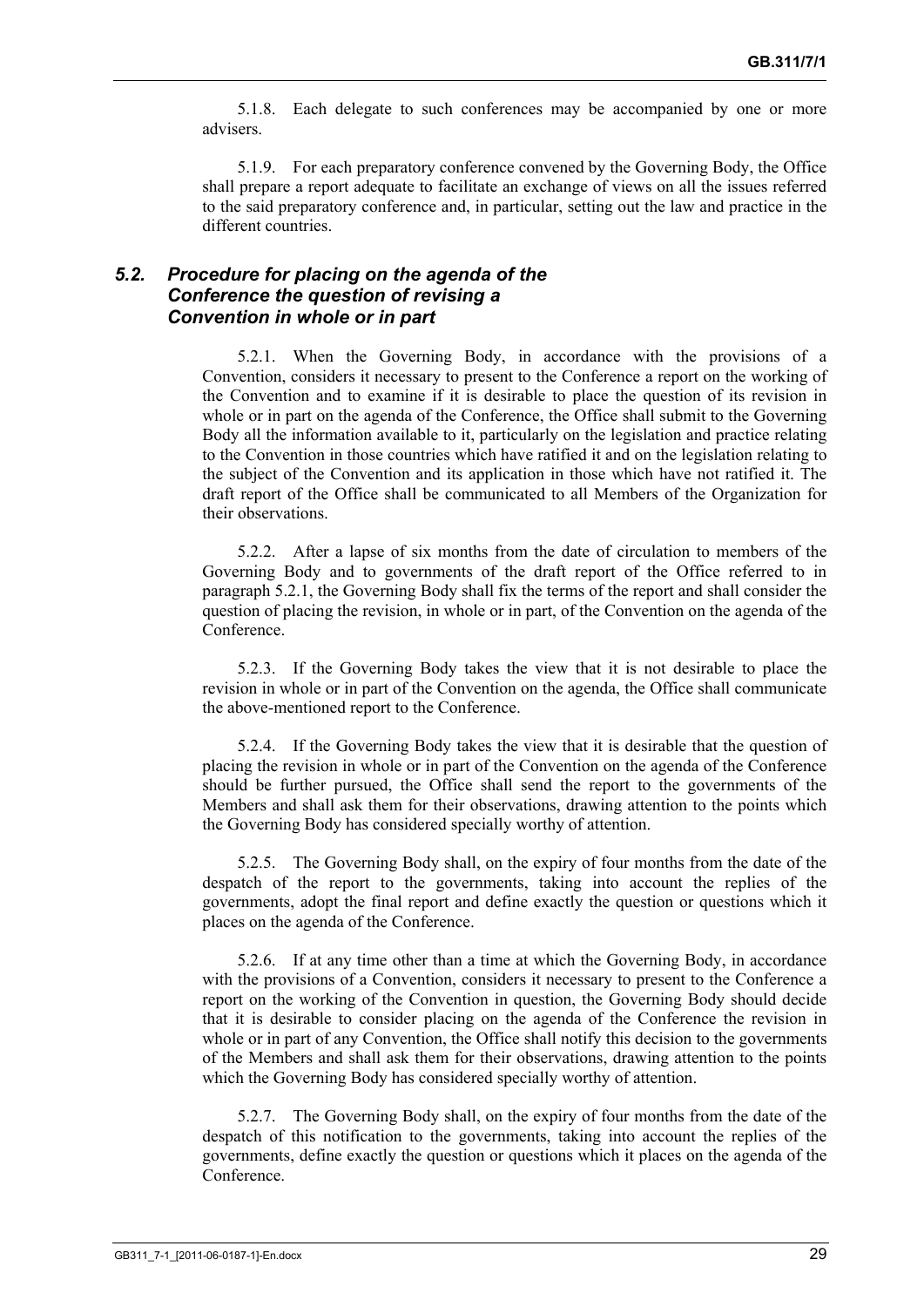5.1.8. Each delegate to such conferences may be accompanied by one or more advisers.

5.1.9. For each preparatory conference convened by the Governing Body, the Office shall prepare a report adequate to facilitate an exchange of views on all the issues referred to the said preparatory conference and, in particular, setting out the law and practice in the different countries.

### *5.2. Procedure for placing on the agenda of the Conference the question of revising a Convention in whole or in part*

5.2.1. When the Governing Body, in accordance with the provisions of a Convention, considers it necessary to present to the Conference a report on the working of the Convention and to examine if it is desirable to place the question of its revision in whole or in part on the agenda of the Conference, the Office shall submit to the Governing Body all the information available to it, particularly on the legislation and practice relating to the Convention in those countries which have ratified it and on the legislation relating to the subject of the Convention and its application in those which have not ratified it. The draft report of the Office shall be communicated to all Members of the Organization for their observations.

5.2.2. After a lapse of six months from the date of circulation to members of the Governing Body and to governments of the draft report of the Office referred to in paragraph 5.2.1, the Governing Body shall fix the terms of the report and shall consider the question of placing the revision, in whole or in part, of the Convention on the agenda of the Conference.

5.2.3. If the Governing Body takes the view that it is not desirable to place the revision in whole or in part of the Convention on the agenda, the Office shall communicate the above-mentioned report to the Conference.

5.2.4. If the Governing Body takes the view that it is desirable that the question of placing the revision in whole or in part of the Convention on the agenda of the Conference should be further pursued, the Office shall send the report to the governments of the Members and shall ask them for their observations, drawing attention to the points which the Governing Body has considered specially worthy of attention.

5.2.5. The Governing Body shall, on the expiry of four months from the date of the despatch of the report to the governments, taking into account the replies of the governments, adopt the final report and define exactly the question or questions which it places on the agenda of the Conference.

5.2.6. If at any time other than a time at which the Governing Body, in accordance with the provisions of a Convention, considers it necessary to present to the Conference a report on the working of the Convention in question, the Governing Body should decide that it is desirable to consider placing on the agenda of the Conference the revision in whole or in part of any Convention, the Office shall notify this decision to the governments of the Members and shall ask them for their observations, drawing attention to the points which the Governing Body has considered specially worthy of attention.

5.2.7. The Governing Body shall, on the expiry of four months from the date of the despatch of this notification to the governments, taking into account the replies of the governments, define exactly the question or questions which it places on the agenda of the Conference.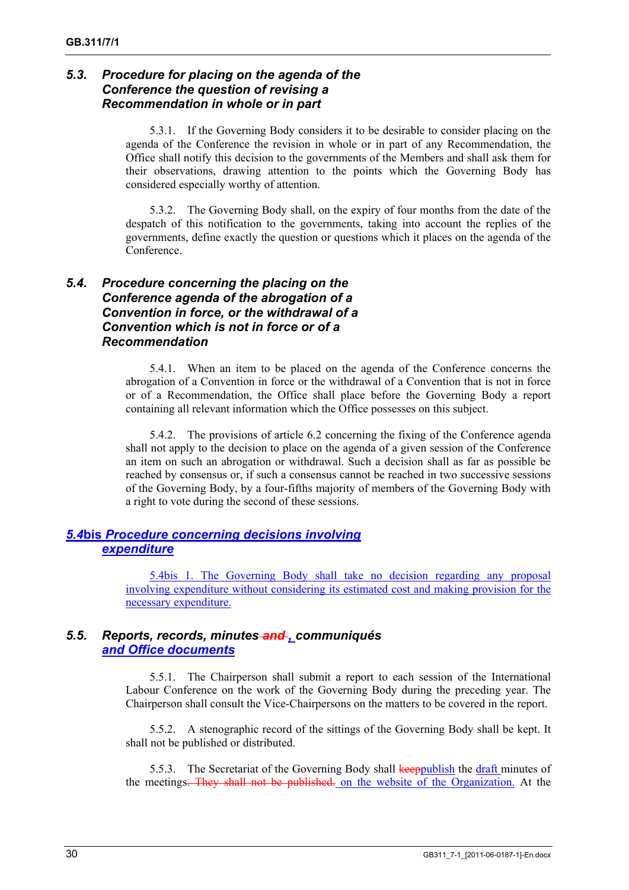### 5.3. Procedure for placing on the agenda of the Conference the question of revising a Recommendation in whole or in part

5.3.1. If the Governing Body considers it to be desirable to consider placing on the agenda of the Conference the revision in whole or in part of any Recommendation, the Office shall notify this decision to the governments of the Members and shall ask them for their observations, drawing attention to the points which the Governing Body has considered especially worthy of attention.

5.3.2. The Governing Body shall, on the expiry of four months from the date of the despatch of this notification to the governments, taking into account the replies of the governments, define exactly the question or questions which it places on the agenda of the Conference.

### 5.4. Procedure concerning the placing on the Conference agenda of the abrogation of a Convention in force, or the withdrawal of a Convention which is not in force or of a Recommendation

5.4.1. When an item to be placed on the agenda of the Conference concerns the abrogation of a Convention in force or the withdrawal of a Convention that is not in force or of a Recommendation, the Office shall place before the Governing Body a report containing all relevant information which the Office possesses on this subject.

5.4.2. The provisions of article 6.2 concerning the fixing of the Conference agenda shall not apply to the decision to place on the agenda of a given session of the Conference an item on such an abrogation or withdrawal. Such a decision shall as far as possible be reached by consensus or, if such a consensus cannot be reached in two successive sessions of the Governing Body, by a four-fifths majority of members of the Governing Body with a right to vote during the second of these sessions.

### 5.4bis Procedure concerning decisions involving expenditure

5.4bis 1. The Governing Body shall take no decision regarding any proposal involving expenditure without considering its estimated cost and making provision for the necessary expenditure.

### 5.5. Reports, records, minutes ~~and~~ , communiqués and Office documents

5.5.1. The Chairperson shall submit a report to each session of the International Labour Conference on the work of the Governing Body during the preceding year. The Chairperson shall consult the Vice-Chairpersons on the matters to be covered in the report.

5.5.2. A stenographic record of the sittings of the Governing Body shall be kept. It shall not be published or distributed.

5.5.3. The Secretariat of the Governing Body shall ~~keep~~publish the draft minutes of the meetings~~. They shall not be published.~~ on the website of the Organization. At the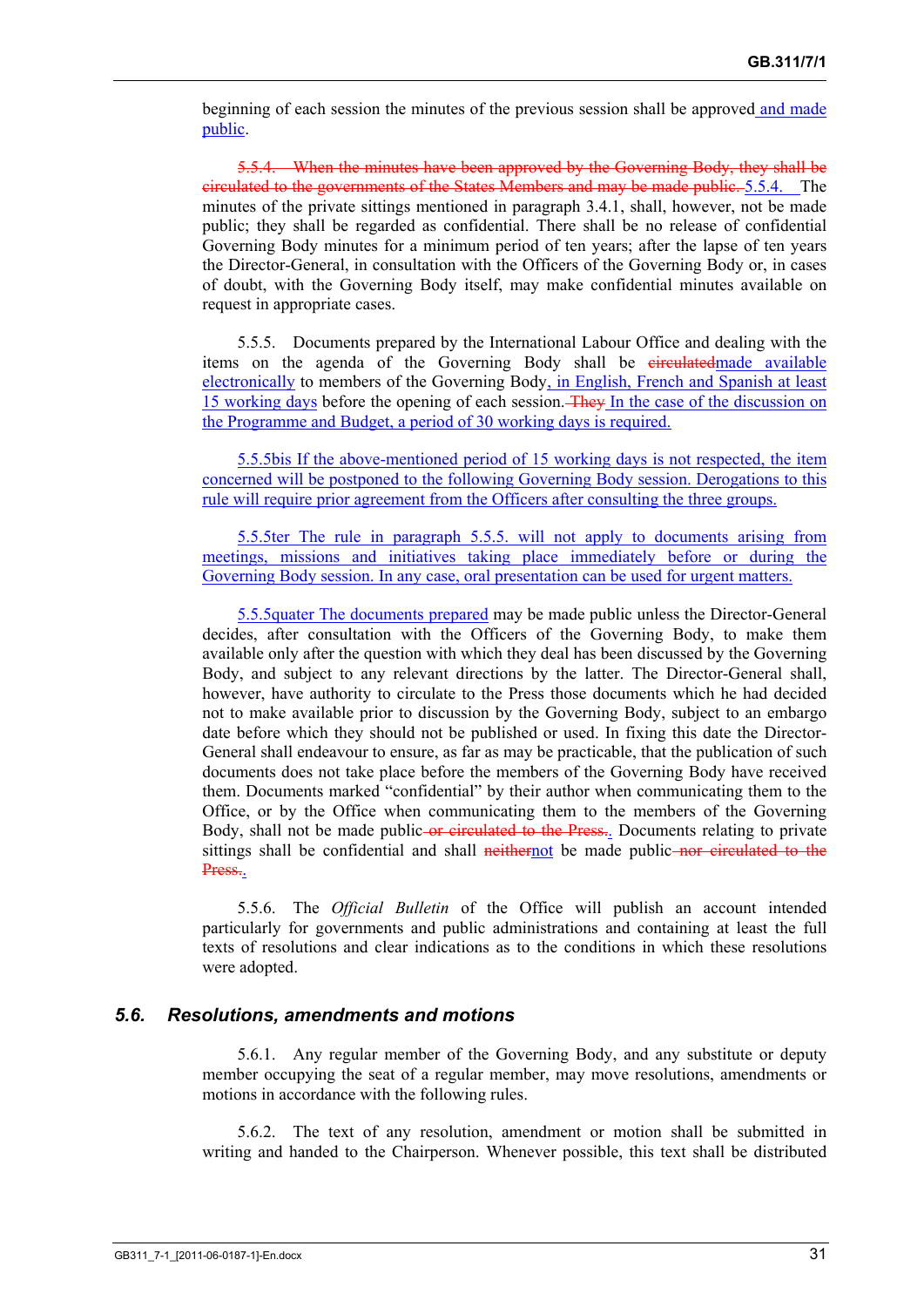beginning of each session the minutes of the previous session shall be approved and made public.

~~5.5.4. When the minutes have been approved by the Governing Body, they shall be circulated to the governments of the States Members and may be made public.~~ 5.5.4. The minutes of the private sittings mentioned in paragraph 3.4.1, shall, however, not be made public; they shall be regarded as confidential. There shall be no release of confidential Governing Body minutes for a minimum period of ten years; after the lapse of ten years the Director-General, in consultation with the Officers of the Governing Body or, in cases of doubt, with the Governing Body itself, may make confidential minutes available on request in appropriate cases.

5.5.5. Documents prepared by the International Labour Office and dealing with the items on the agenda of the Governing Body shall be ~~circulated~~made available electronically to members of the Governing Body, in English, French and Spanish at least 15 working days before the opening of each session. ~~They~~ In the case of the discussion on the Programme and Budget, a period of 30 working days is required.

5.5.5bis If the above-mentioned period of 15 working days is not respected, the item concerned will be postponed to the following Governing Body session. Derogations to this rule will require prior agreement from the Officers after consulting the three groups.

5.5.5ter The rule in paragraph 5.5.5. will not apply to documents arising from meetings, missions and initiatives taking place immediately before or during the Governing Body session. In any case, oral presentation can be used for urgent matters.

5.5.5quater The documents prepared may be made public unless the Director-General decides, after consultation with the Officers of the Governing Body, to make them available only after the question with which they deal has been discussed by the Governing Body, and subject to any relevant directions by the latter. The Director-General shall, however, have authority to circulate to the Press those documents which he had decided not to make available prior to discussion by the Governing Body, subject to an embargo date before which they should not be published or used. In fixing this date the Director-General shall endeavour to ensure, as far as may be practicable, that the publication of such documents does not take place before the members of the Governing Body have received them. Documents marked "confidential" by their author when communicating them to the Office, or by the Office when communicating them to the members of the Governing Body, shall not be made public ~~or circulated to the Press.~~. Documents relating to private sittings shall be confidential and shall ~~neither~~not be made public ~~nor circulated to the Press.~~.

5.5.6. The *Official Bulletin* of the Office will publish an account intended particularly for governments and public administrations and containing at least the full texts of resolutions and clear indications as to the conditions in which these resolutions were adopted.

### 5.6. Resolutions, amendments and motions

5.6.1. Any regular member of the Governing Body, and any substitute or deputy member occupying the seat of a regular member, may move resolutions, amendments or motions in accordance with the following rules.

5.6.2. The text of any resolution, amendment or motion shall be submitted in writing and handed to the Chairperson. Whenever possible, this text shall be distributed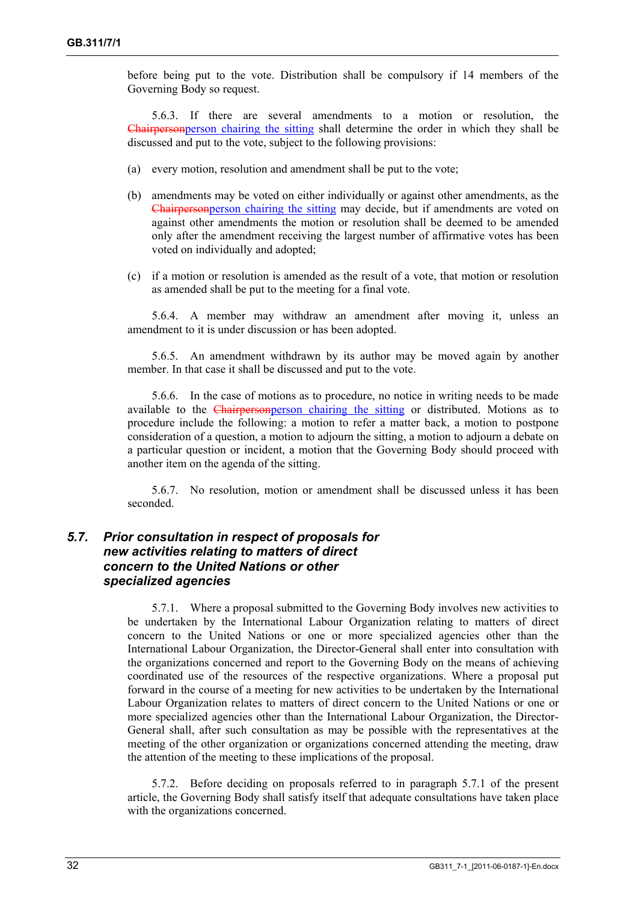before being put to the vote. Distribution shall be compulsory if 14 members of the Governing Body so request.

5.6.3. If there are several amendments to a motion or resolution, the ~~Chairperson~~person chairing the sitting shall determine the order in which they shall be discussed and put to the vote, subject to the following provisions:

(a) every motion, resolution and amendment shall be put to the vote;

(b) amendments may be voted on either individually or against other amendments, as the ~~Chairperson~~person chairing the sitting may decide, but if amendments are voted on against other amendments the motion or resolution shall be deemed to be amended only after the amendment receiving the largest number of affirmative votes has been voted on individually and adopted;

(c) if a motion or resolution is amended as the result of a vote, that motion or resolution as amended shall be put to the meeting for a final vote.

5.6.4. A member may withdraw an amendment after moving it, unless an amendment to it is under discussion or has been adopted.

5.6.5. An amendment withdrawn by its author may be moved again by another member. In that case it shall be discussed and put to the vote.

5.6.6. In the case of motions as to procedure, no notice in writing needs to be made available to the ~~Chairperson~~person chairing the sitting or distributed. Motions as to procedure include the following: a motion to refer a matter back, a motion to postpone consideration of a question, a motion to adjourn the sitting, a motion to adjourn a debate on a particular question or incident, a motion that the Governing Body should proceed with another item on the agenda of the sitting.

5.6.7. No resolution, motion or amendment shall be discussed unless it has been seconded.

### *5.7. Prior consultation in respect of proposals for new activities relating to matters of direct concern to the United Nations or other specialized agencies*

5.7.1. Where a proposal submitted to the Governing Body involves new activities to be undertaken by the International Labour Organization relating to matters of direct concern to the United Nations or one or more specialized agencies other than the International Labour Organization, the Director-General shall enter into consultation with the organizations concerned and report to the Governing Body on the means of achieving coordinated use of the resources of the respective organizations. Where a proposal put forward in the course of a meeting for new activities to be undertaken by the International Labour Organization relates to matters of direct concern to the United Nations or one or more specialized agencies other than the International Labour Organization, the Director-General shall, after such consultation as may be possible with the representatives at the meeting of the other organization or organizations concerned attending the meeting, draw the attention of the meeting to these implications of the proposal.

5.7.2. Before deciding on proposals referred to in paragraph 5.7.1 of the present article, the Governing Body shall satisfy itself that adequate consultations have taken place with the organizations concerned.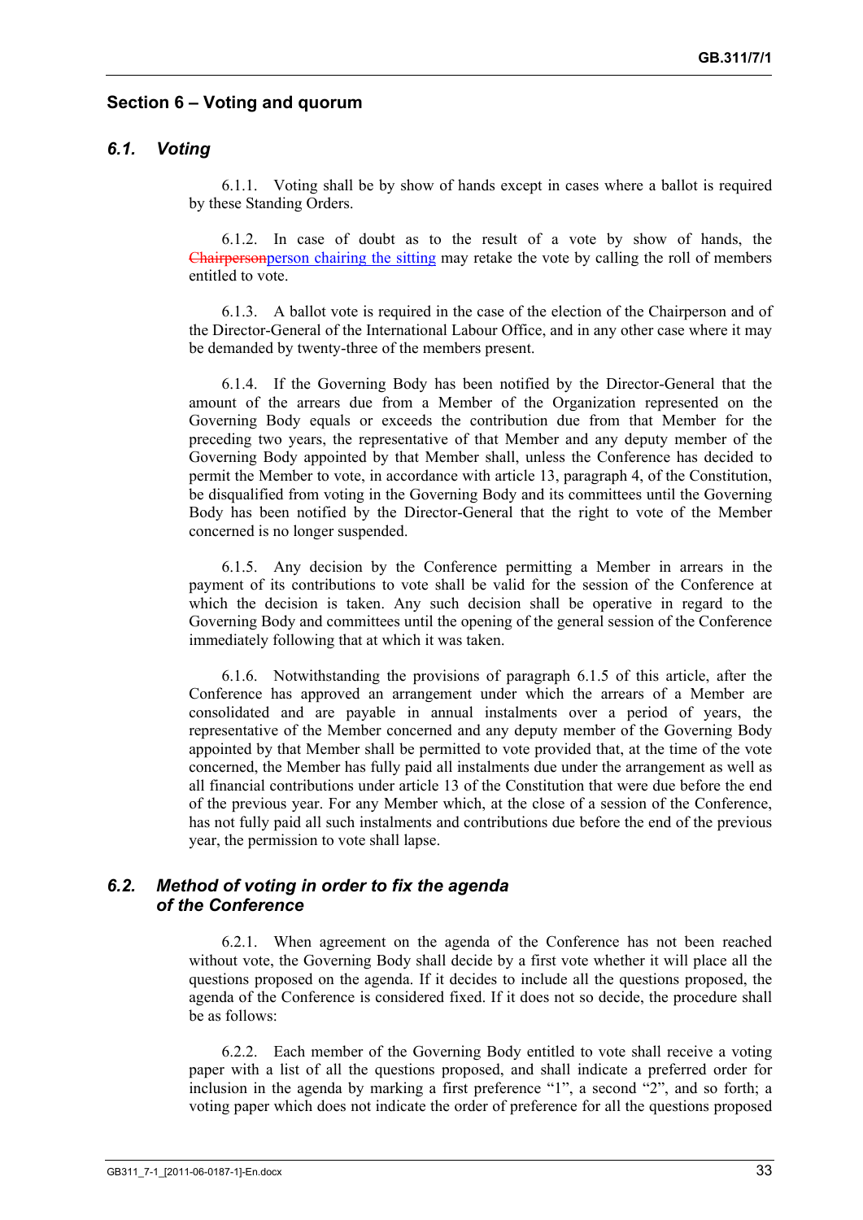## Section 6 – Voting and quorum

### *6.1. Voting*

6.1.1. Voting shall be by show of hands except in cases where a ballot is required by these Standing Orders.

6.1.2. In case of doubt as to the result of a vote by show of hands, the ~~Chairperson~~person chairing the sitting may retake the vote by calling the roll of members entitled to vote.

6.1.3. A ballot vote is required in the case of the election of the Chairperson and of the Director-General of the International Labour Office, and in any other case where it may be demanded by twenty-three of the members present.

6.1.4. If the Governing Body has been notified by the Director-General that the amount of the arrears due from a Member of the Organization represented on the Governing Body equals or exceeds the contribution due from that Member for the preceding two years, the representative of that Member and any deputy member of the Governing Body appointed by that Member shall, unless the Conference has decided to permit the Member to vote, in accordance with article 13, paragraph 4, of the Constitution, be disqualified from voting in the Governing Body and its committees until the Governing Body has been notified by the Director-General that the right to vote of the Member concerned is no longer suspended.

6.1.5. Any decision by the Conference permitting a Member in arrears in the payment of its contributions to vote shall be valid for the session of the Conference at which the decision is taken. Any such decision shall be operative in regard to the Governing Body and committees until the opening of the general session of the Conference immediately following that at which it was taken.

6.1.6. Notwithstanding the provisions of paragraph 6.1.5 of this article, after the Conference has approved an arrangement under which the arrears of a Member are consolidated and are payable in annual instalments over a period of years, the representative of the Member concerned and any deputy member of the Governing Body appointed by that Member shall be permitted to vote provided that, at the time of the vote concerned, the Member has fully paid all instalments due under the arrangement as well as all financial contributions under article 13 of the Constitution that were due before the end of the previous year. For any Member which, at the close of a session of the Conference, has not fully paid all such instalments and contributions due before the end of the previous year, the permission to vote shall lapse.

### *6.2. Method of voting in order to fix the agenda of the Conference*

6.2.1. When agreement on the agenda of the Conference has not been reached without vote, the Governing Body shall decide by a first vote whether it will place all the questions proposed on the agenda. If it decides to include all the questions proposed, the agenda of the Conference is considered fixed. If it does not so decide, the procedure shall be as follows:

6.2.2. Each member of the Governing Body entitled to vote shall receive a voting paper with a list of all the questions proposed, and shall indicate a preferred order for inclusion in the agenda by marking a first preference "1", a second "2", and so forth; a voting paper which does not indicate the order of preference for all the questions proposed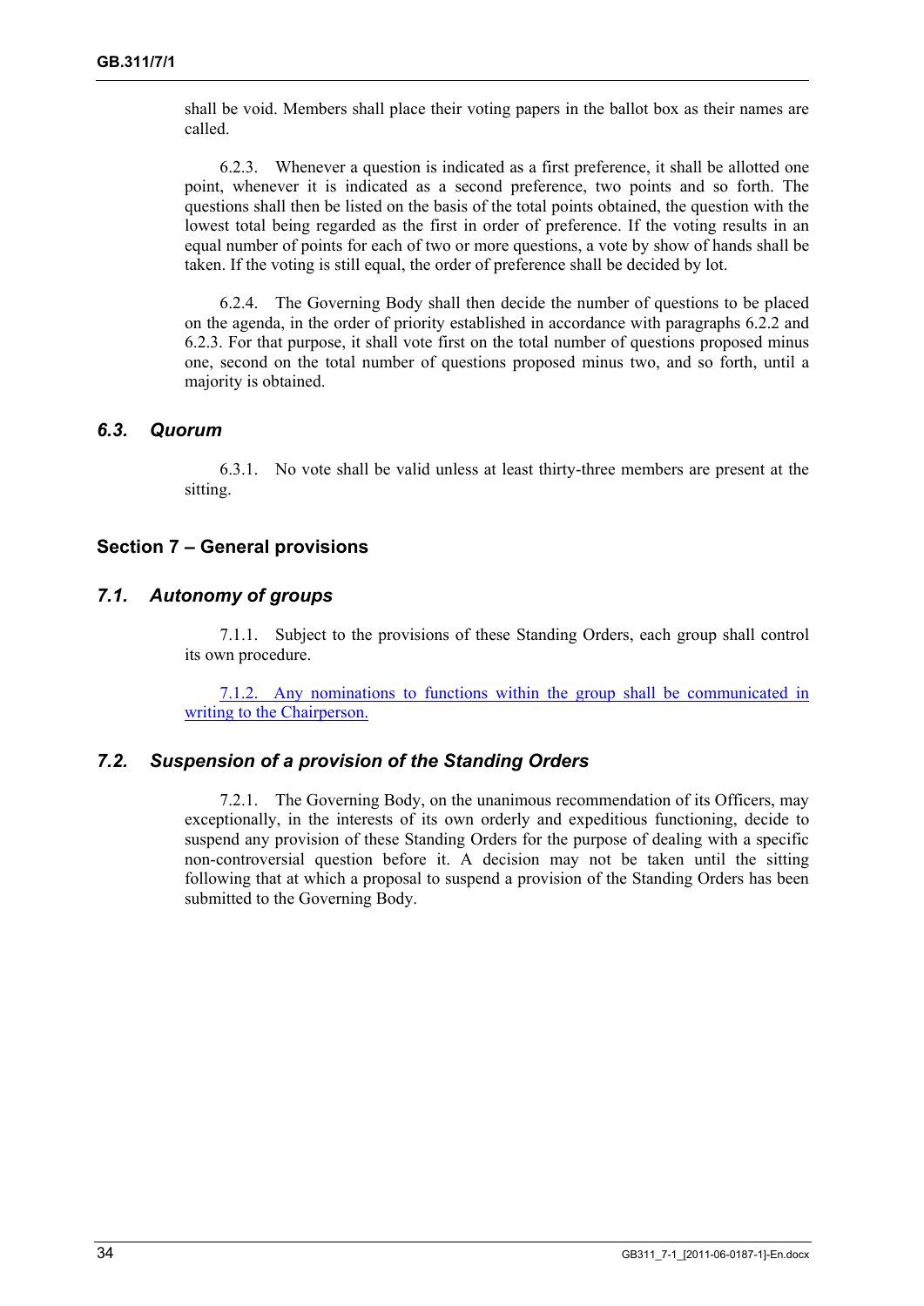shall be void. Members shall place their voting papers in the ballot box as their names are called.

6.2.3. Whenever a question is indicated as a first preference, it shall be allotted one point, whenever it is indicated as a second preference, two points and so forth. The questions shall then be listed on the basis of the total points obtained, the question with the lowest total being regarded as the first in order of preference. If the voting results in an equal number of points for each of two or more questions, a vote by show of hands shall be taken. If the voting is still equal, the order of preference shall be decided by lot.

6.2.4. The Governing Body shall then decide the number of questions to be placed on the agenda, in the order of priority established in accordance with paragraphs 6.2.2 and 6.2.3. For that purpose, it shall vote first on the total number of questions proposed minus one, second on the total number of questions proposed minus two, and so forth, until a majority is obtained.

### *6.3. Quorum*

6.3.1. No vote shall be valid unless at least thirty-three members are present at the sitting.

## Section 7 – General provisions

### *7.1. Autonomy of groups*

7.1.1. Subject to the provisions of these Standing Orders, each group shall control its own procedure.

7.1.2. Any nominations to functions within the group shall be communicated in writing to the Chairperson.

### *7.2. Suspension of a provision of the Standing Orders*

7.2.1. The Governing Body, on the unanimous recommendation of its Officers, may exceptionally, in the interests of its own orderly and expeditious functioning, decide to suspend any provision of these Standing Orders for the purpose of dealing with a specific non-controversial question before it. A decision may not be taken until the sitting following that at which a proposal to suspend a provision of the Standing Orders has been submitted to the Governing Body.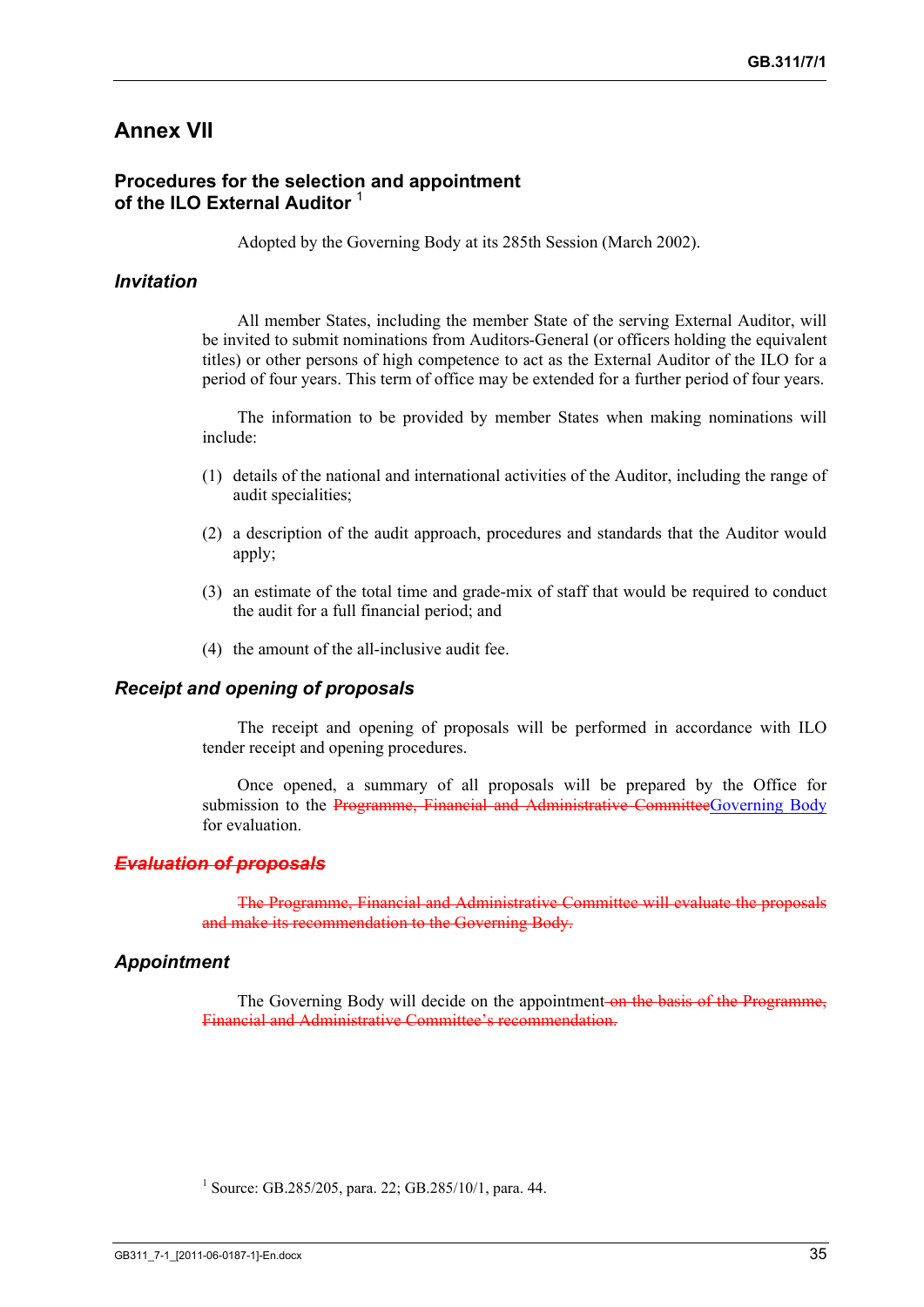# Annex VII

### Procedures for the selection and appointment of the ILO External Auditor [1]

Adopted by the Governing Body at its 285th Session (March 2002).

### *Invitation*

All member States, including the member State of the serving External Auditor, will be invited to submit nominations from Auditors-General (or officers holding the equivalent titles) or other persons of high competence to act as the External Auditor of the ILO for a period of four years. This term of office may be extended for a further period of four years.

The information to be provided by member States when making nominations will include:

(1) details of the national and international activities of the Auditor, including the range of audit specialities;

(2) a description of the audit approach, procedures and standards that the Auditor would apply;

(3) an estimate of the total time and grade-mix of staff that would be required to conduct the audit for a full financial period; and

(4) the amount of the all-inclusive audit fee.

### *Receipt and opening of proposals*

The receipt and opening of proposals will be performed in accordance with ILO tender receipt and opening procedures.

Once opened, a summary of all proposals will be prepared by the Office for submission to the ~~Programme, Financial and Administrative Committee~~Governing Body for evaluation.

### ~~*Evaluation of proposals*~~

~~The Programme, Financial and Administrative Committee will evaluate the proposals and make its recommendation to the Governing Body.~~

### *Appointment*

The Governing Body will decide on the appointment~~ on the basis of the Programme, Financial and Administrative Committee's recommendation.~~

[1] Source: GB.285/205, para. 22; GB.285/10/1, para. 44.